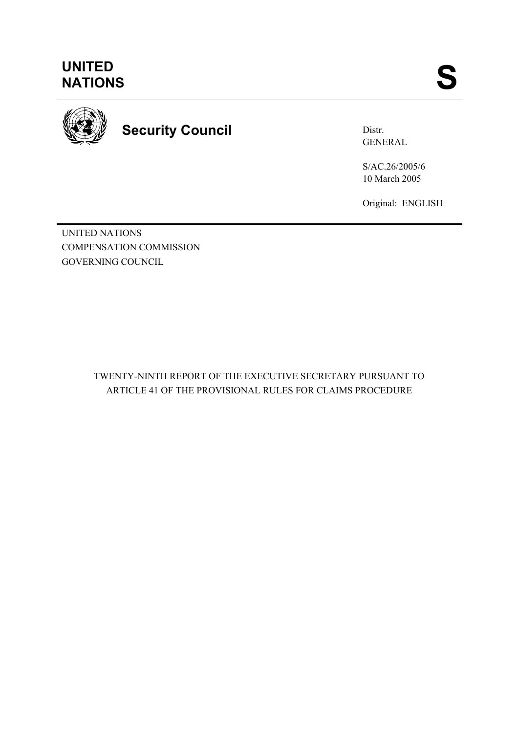# UNITED NATIONS

# S

## Security Council

Distr.
GENERAL

S/AC.26/2005/6
10 March 2005

Original: ENGLISH

UNITED NATIONS
COMPENSATION COMMISSION
GOVERNING COUNCIL

TWENTY-NINTH REPORT OF THE EXECUTIVE SECRETARY PURSUANT TO ARTICLE 41 OF THE PROVISIONAL RULES FOR CLAIMS PROCEDURE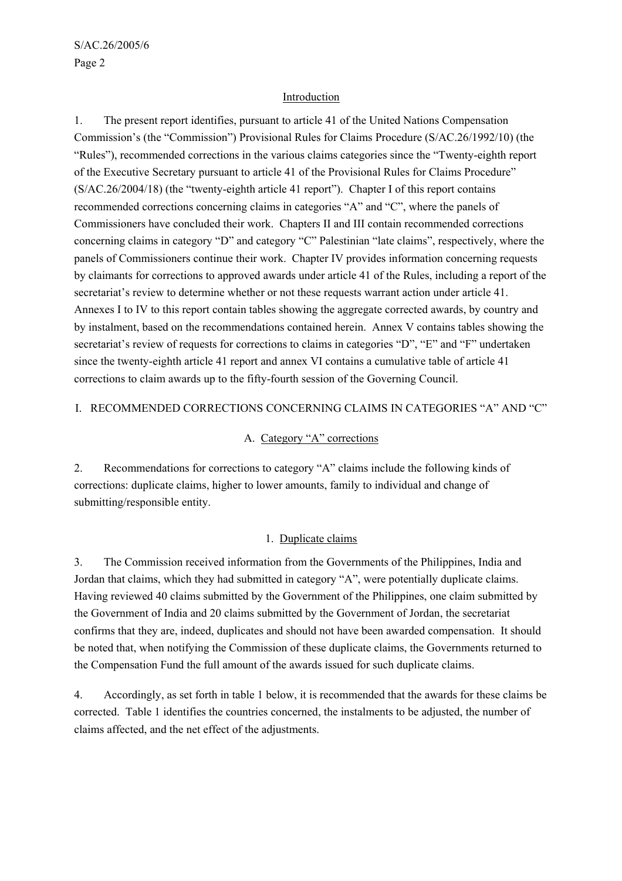## Introduction

1. The present report identifies, pursuant to article 41 of the United Nations Compensation Commission's (the "Commission") Provisional Rules for Claims Procedure (S/AC.26/1992/10) (the "Rules"), recommended corrections in the various claims categories since the "Twenty-eighth report of the Executive Secretary pursuant to article 41 of the Provisional Rules for Claims Procedure" (S/AC.26/2004/18) (the "twenty-eighth article 41 report"). Chapter I of this report contains recommended corrections concerning claims in categories "A" and "C", where the panels of Commissioners have concluded their work. Chapters II and III contain recommended corrections concerning claims in category "D" and category "C" Palestinian "late claims", respectively, where the panels of Commissioners continue their work. Chapter IV provides information concerning requests by claimants for corrections to approved awards under article 41 of the Rules, including a report of the secretariat's review to determine whether or not these requests warrant action under article 41. Annexes I to IV to this report contain tables showing the aggregate corrected awards, by country and by instalment, based on the recommendations contained herein. Annex V contains tables showing the secretariat's review of requests for corrections to claims in categories "D", "E" and "F" undertaken since the twenty-eighth article 41 report and annex VI contains a cumulative table of article 41 corrections to claim awards up to the fifty-fourth session of the Governing Council.

# I. RECOMMENDED CORRECTIONS CONCERNING CLAIMS IN CATEGORIES "A" AND "C"

## A. Category "A" corrections

2. Recommendations for corrections to category "A" claims include the following kinds of corrections: duplicate claims, higher to lower amounts, family to individual and change of submitting/responsible entity.

### 1. Duplicate claims

3. The Commission received information from the Governments of the Philippines, India and Jordan that claims, which they had submitted in category "A", were potentially duplicate claims. Having reviewed 40 claims submitted by the Government of the Philippines, one claim submitted by the Government of India and 20 claims submitted by the Government of Jordan, the secretariat confirms that they are, indeed, duplicates and should not have been awarded compensation. It should be noted that, when notifying the Commission of these duplicate claims, the Governments returned to the Compensation Fund the full amount of the awards issued for such duplicate claims.

4. Accordingly, as set forth in table 1 below, it is recommended that the awards for these claims be corrected. Table 1 identifies the countries concerned, the instalments to be adjusted, the number of claims affected, and the net effect of the adjustments.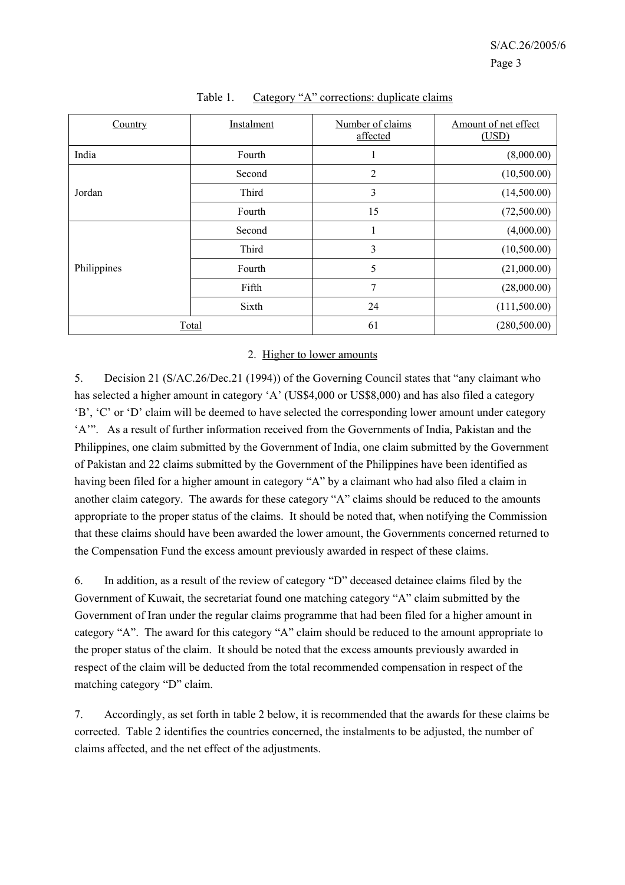Table 1. Category "A" corrections: duplicate claims

| Country | Instalment | Number of claims affected | Amount of net effect (USD) |
|---|---|---|---|
| India | Fourth | 1 | (8,000.00) |
| Jordan | Second | 2 | (10,500.00) |
| | Third | 3 | (14,500.00) |
| | Fourth | 15 | (72,500.00) |
| Philippines | Second | 1 | (4,000.00) |
| | Third | 3 | (10,500.00) |
| | Fourth | 5 | (21,000.00) |
| | Fifth | 7 | (28,000.00) |
| | Sixth | 24 | (111,500.00) |
| Total | | 61 | (280,500.00) |

2. Higher to lower amounts

5. Decision 21 (S/AC.26/Dec.21 (1994)) of the Governing Council states that "any claimant who has selected a higher amount in category 'A' (US$4,000 or US$8,000) and has also filed a category 'B', 'C' or 'D' claim will be deemed to have selected the corresponding lower amount under category 'A'". As a result of further information received from the Governments of India, Pakistan and the Philippines, one claim submitted by the Government of India, one claim submitted by the Government of Pakistan and 22 claims submitted by the Government of the Philippines have been identified as having been filed for a higher amount in category "A" by a claimant who had also filed a claim in another claim category. The awards for these category "A" claims should be reduced to the amounts appropriate to the proper status of the claims. It should be noted that, when notifying the Commission that these claims should have been awarded the lower amount, the Governments concerned returned to the Compensation Fund the excess amount previously awarded in respect of these claims.

6. In addition, as a result of the review of category "D" deceased detainee claims filed by the Government of Kuwait, the secretariat found one matching category "A" claim submitted by the Government of Iran under the regular claims programme that had been filed for a higher amount in category "A". The award for this category "A" claim should be reduced to the amount appropriate to the proper status of the claim. It should be noted that the excess amounts previously awarded in respect of the claim will be deducted from the total recommended compensation in respect of the matching category "D" claim.

7. Accordingly, as set forth in table 2 below, it is recommended that the awards for these claims be corrected. Table 2 identifies the countries concerned, the instalments to be adjusted, the number of claims affected, and the net effect of the adjustments.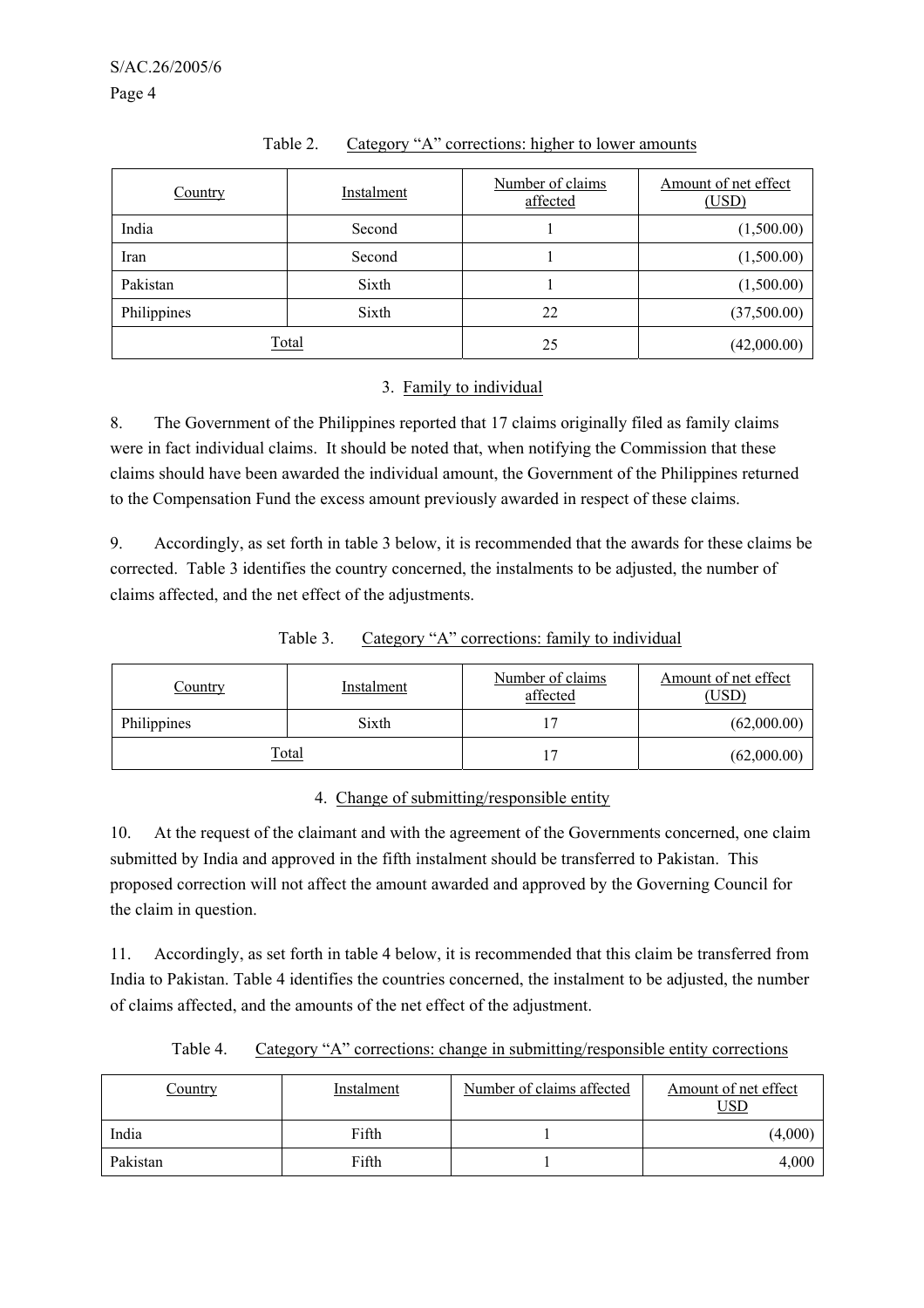Table 2. Category "A" corrections: higher to lower amounts

| Country | Instalment | Number of claims affected | Amount of net effect (USD) |
|---|---|---|---|
| India | Second | 1 | (1,500.00) |
| Iran | Second | 1 | (1,500.00) |
| Pakistan | Sixth | 1 | (1,500.00) |
| Philippines | Sixth | 22 | (37,500.00) |
| Total | | 25 | (42,000.00) |

### 3. Family to individual

8. The Government of the Philippines reported that 17 claims originally filed as family claims were in fact individual claims. It should be noted that, when notifying the Commission that these claims should have been awarded the individual amount, the Government of the Philippines returned to the Compensation Fund the excess amount previously awarded in respect of these claims.

9. Accordingly, as set forth in table 3 below, it is recommended that the awards for these claims be corrected. Table 3 identifies the country concerned, the instalments to be adjusted, the number of claims affected, and the net effect of the adjustments.

Table 3. Category "A" corrections: family to individual

| Country | Instalment | Number of claims affected | Amount of net effect (USD) |
|---|---|---|---|
| Philippines | Sixth | 17 | (62,000.00) |
| Total | | 17 | (62,000.00) |

### 4. Change of submitting/responsible entity

10. At the request of the claimant and with the agreement of the Governments concerned, one claim submitted by India and approved in the fifth instalment should be transferred to Pakistan. This proposed correction will not affect the amount awarded and approved by the Governing Council for the claim in question.

11. Accordingly, as set forth in table 4 below, it is recommended that this claim be transferred from India to Pakistan. Table 4 identifies the countries concerned, the instalment to be adjusted, the number of claims affected, and the amounts of the net effect of the adjustment.

Table 4. Category "A" corrections: change in submitting/responsible entity corrections

| Country | Instalment | Number of claims affected | Amount of net effect USD |
|---|---|---|---|
| India | Fifth | 1 | (4,000) |
| Pakistan | Fifth | 1 | 4,000 |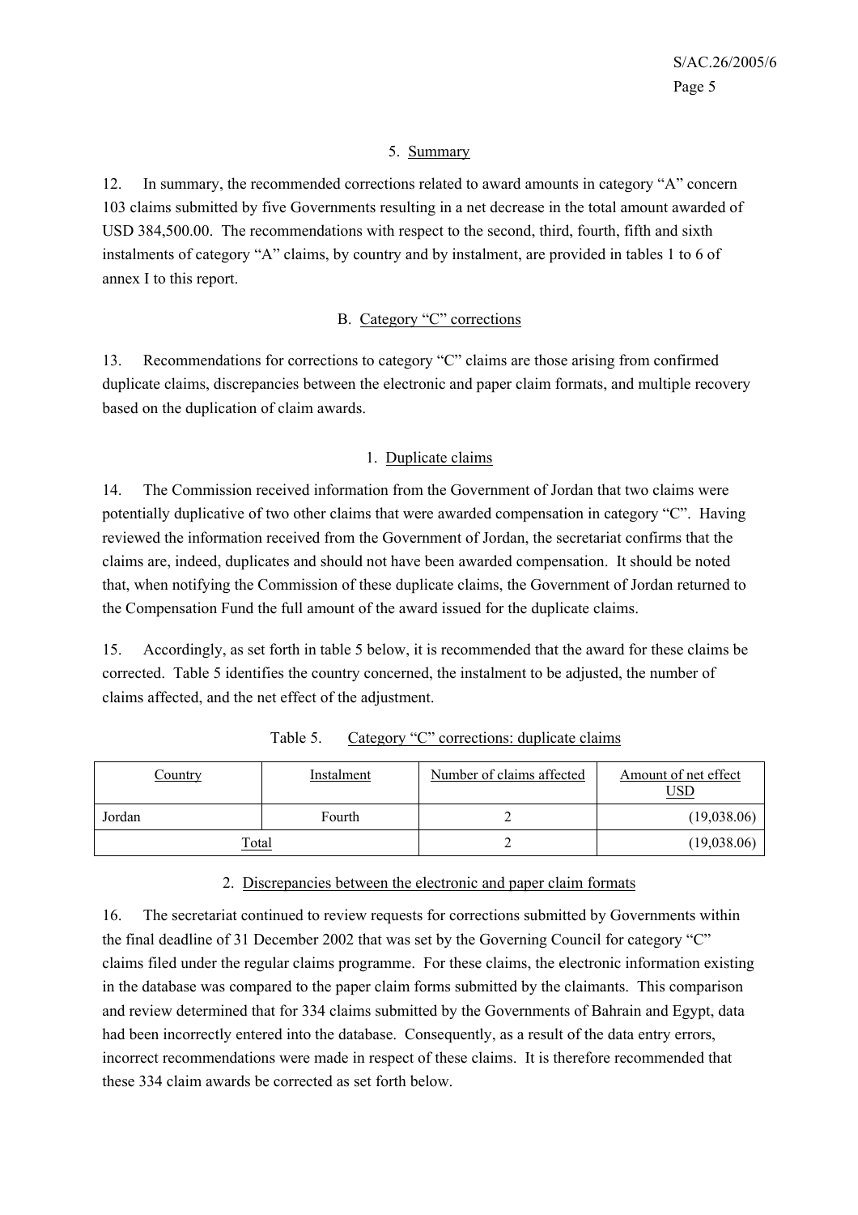### 5. Summary

12. In summary, the recommended corrections related to award amounts in category "A" concern 103 claims submitted by five Governments resulting in a net decrease in the total amount awarded of USD 384,500.00. The recommendations with respect to the second, third, fourth, fifth and sixth instalments of category "A" claims, by country and by instalment, are provided in tables 1 to 6 of annex I to this report.

## B. Category "C" corrections

13. Recommendations for corrections to category "C" claims are those arising from confirmed duplicate claims, discrepancies between the electronic and paper claim formats, and multiple recovery based on the duplication of claim awards.

### 1. Duplicate claims

14. The Commission received information from the Government of Jordan that two claims were potentially duplicative of two other claims that were awarded compensation in category "C". Having reviewed the information received from the Government of Jordan, the secretariat confirms that the claims are, indeed, duplicates and should not have been awarded compensation. It should be noted that, when notifying the Commission of these duplicate claims, the Government of Jordan returned to the Compensation Fund the full amount of the award issued for the duplicate claims.

15. Accordingly, as set forth in table 5 below, it is recommended that the award for these claims be corrected. Table 5 identifies the country concerned, the instalment to be adjusted, the number of claims affected, and the net effect of the adjustment.

Table 5. Category "C" corrections: duplicate claims

| Country | Instalment | Number of claims affected | Amount of net effect USD |
|---|---|---|---|
| Jordan | Fourth | 2 | (19,038.06) |
| Total | | 2 | (19,038.06) |

### 2. Discrepancies between the electronic and paper claim formats

16. The secretariat continued to review requests for corrections submitted by Governments within the final deadline of 31 December 2002 that was set by the Governing Council for category "C" claims filed under the regular claims programme. For these claims, the electronic information existing in the database was compared to the paper claim forms submitted by the claimants. This comparison and review determined that for 334 claims submitted by the Governments of Bahrain and Egypt, data had been incorrectly entered into the database. Consequently, as a result of the data entry errors, incorrect recommendations were made in respect of these claims. It is therefore recommended that these 334 claim awards be corrected as set forth below.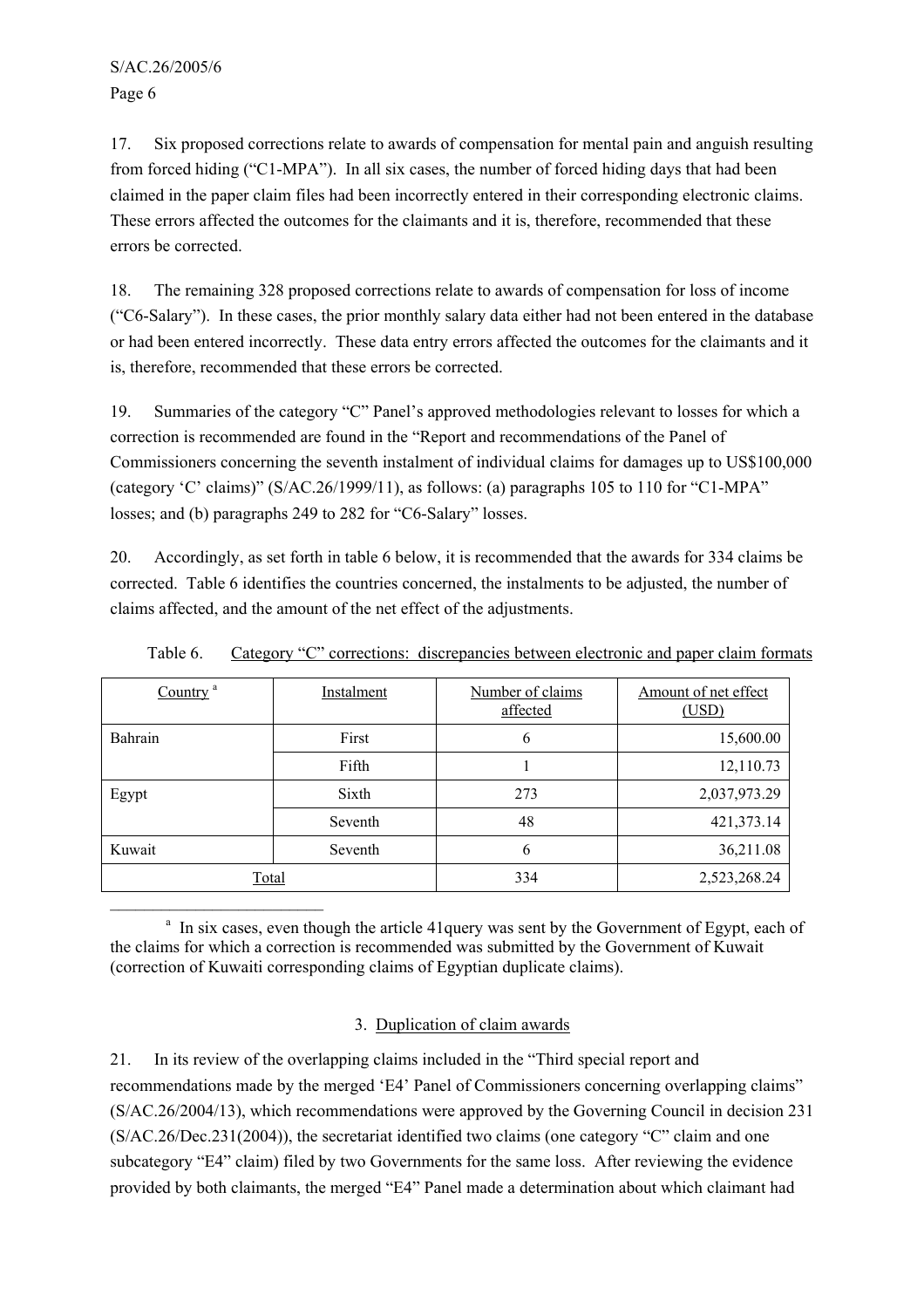17. Six proposed corrections relate to awards of compensation for mental pain and anguish resulting from forced hiding ("C1-MPA"). In all six cases, the number of forced hiding days that had been claimed in the paper claim files had been incorrectly entered in their corresponding electronic claims. These errors affected the outcomes for the claimants and it is, therefore, recommended that these errors be corrected.

18. The remaining 328 proposed corrections relate to awards of compensation for loss of income ("C6-Salary"). In these cases, the prior monthly salary data either had not been entered in the database or had been entered incorrectly. These data entry errors affected the outcomes for the claimants and it is, therefore, recommended that these errors be corrected.

19. Summaries of the category "C" Panel's approved methodologies relevant to losses for which a correction is recommended are found in the "Report and recommendations of the Panel of Commissioners concerning the seventh instalment of individual claims for damages up to US$100,000 (category 'C' claims)" (S/AC.26/1999/11), as follows: (a) paragraphs 105 to 110 for "C1-MPA" losses; and (b) paragraphs 249 to 282 for "C6-Salary" losses.

20. Accordingly, as set forth in table 6 below, it is recommended that the awards for 334 claims be corrected. Table 6 identifies the countries concerned, the instalments to be adjusted, the number of claims affected, and the amount of the net effect of the adjustments.

Table 6. Category "C" corrections: discrepancies between electronic and paper claim formats

| Country [a] | Instalment | Number of claims affected | Amount of net effect (USD) |
|---|---|---|---|
| Bahrain | First | 6 | 15,600.00 |
| | Fifth | 1 | 12,110.73 |
| Egypt | Sixth | 273 | 2,037,973.29 |
| | Seventh | 48 | 421,373.14 |
| Kuwait | Seventh | 6 | 36,211.08 |
| Total | | 334 | 2,523,268.24 |

[a] In six cases, even though the article 41query was sent by the Government of Egypt, each of the claims for which a correction is recommended was submitted by the Government of Kuwait (correction of Kuwaiti corresponding claims of Egyptian duplicate claims).

### 3. Duplication of claim awards

21. In its review of the overlapping claims included in the "Third special report and recommendations made by the merged 'E4' Panel of Commissioners concerning overlapping claims" (S/AC.26/2004/13), which recommendations were approved by the Governing Council in decision 231 (S/AC.26/Dec.231(2004)), the secretariat identified two claims (one category "C" claim and one subcategory "E4" claim) filed by two Governments for the same loss. After reviewing the evidence provided by both claimants, the merged "E4" Panel made a determination about which claimant had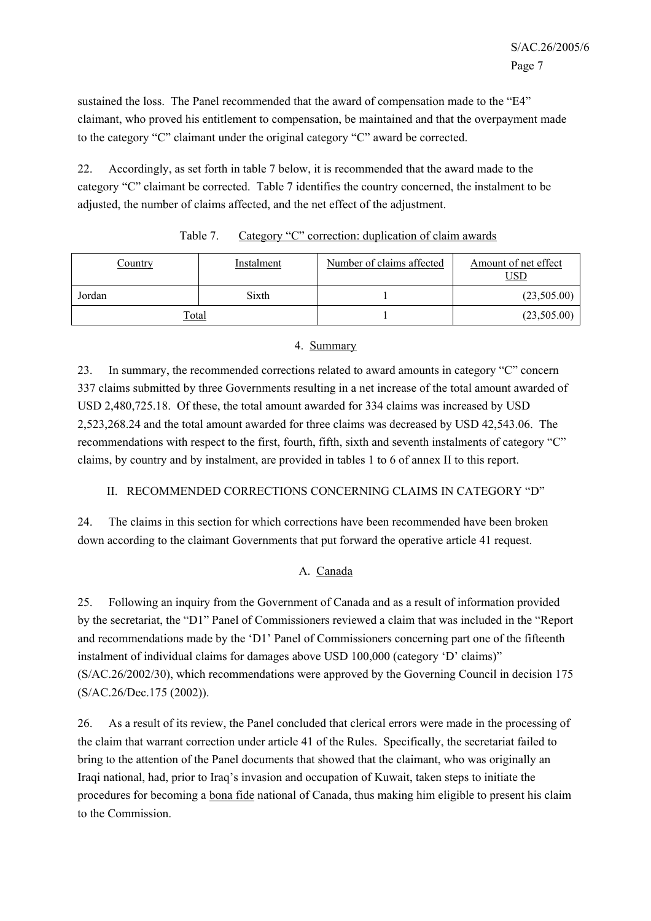sustained the loss. The Panel recommended that the award of compensation made to the “E4” claimant, who proved his entitlement to compensation, be maintained and that the overpayment made to the category “C” claimant under the original category “C” award be corrected.

22. Accordingly, as set forth in table 7 below, it is recommended that the award made to the category “C” claimant be corrected. Table 7 identifies the country concerned, the instalment to be adjusted, the number of claims affected, and the net effect of the adjustment.

Table 7. Category “C” correction: duplication of claim awards

| Country | Instalment | Number of claims affected | Amount of net effect USD |
|---|---|---|---|
| Jordan | Sixth | 1 | (23,505.00) |
| Total | | 1 | (23,505.00) |

4. Summary

23. In summary, the recommended corrections related to award amounts in category “C” concern 337 claims submitted by three Governments resulting in a net increase of the total amount awarded of USD 2,480,725.18. Of these, the total amount awarded for 334 claims was increased by USD 2,523,268.24 and the total amount awarded for three claims was decreased by USD 42,543.06. The recommendations with respect to the first, fourth, fifth, sixth and seventh instalments of category “C” claims, by country and by instalment, are provided in tables 1 to 6 of annex II to this report.

## II. RECOMMENDED CORRECTIONS CONCERNING CLAIMS IN CATEGORY “D”

24. The claims in this section for which corrections have been recommended have been broken down according to the claimant Governments that put forward the operative article 41 request.

### A. Canada

25. Following an inquiry from the Government of Canada and as a result of information provided by the secretariat, the “D1” Panel of Commissioners reviewed a claim that was included in the “Report and recommendations made by the ‘D1’ Panel of Commissioners concerning part one of the fifteenth instalment of individual claims for damages above USD 100,000 (category ‘D’ claims)” (S/AC.26/2002/30), which recommendations were approved by the Governing Council in decision 175 (S/AC.26/Dec.175 (2002)).

26. As a result of its review, the Panel concluded that clerical errors were made in the processing of the claim that warrant correction under article 41 of the Rules. Specifically, the secretariat failed to bring to the attention of the Panel documents that showed that the claimant, who was originally an Iraqi national, had, prior to Iraq’s invasion and occupation of Kuwait, taken steps to initiate the procedures for becoming a bona fide national of Canada, thus making him eligible to present his claim to the Commission.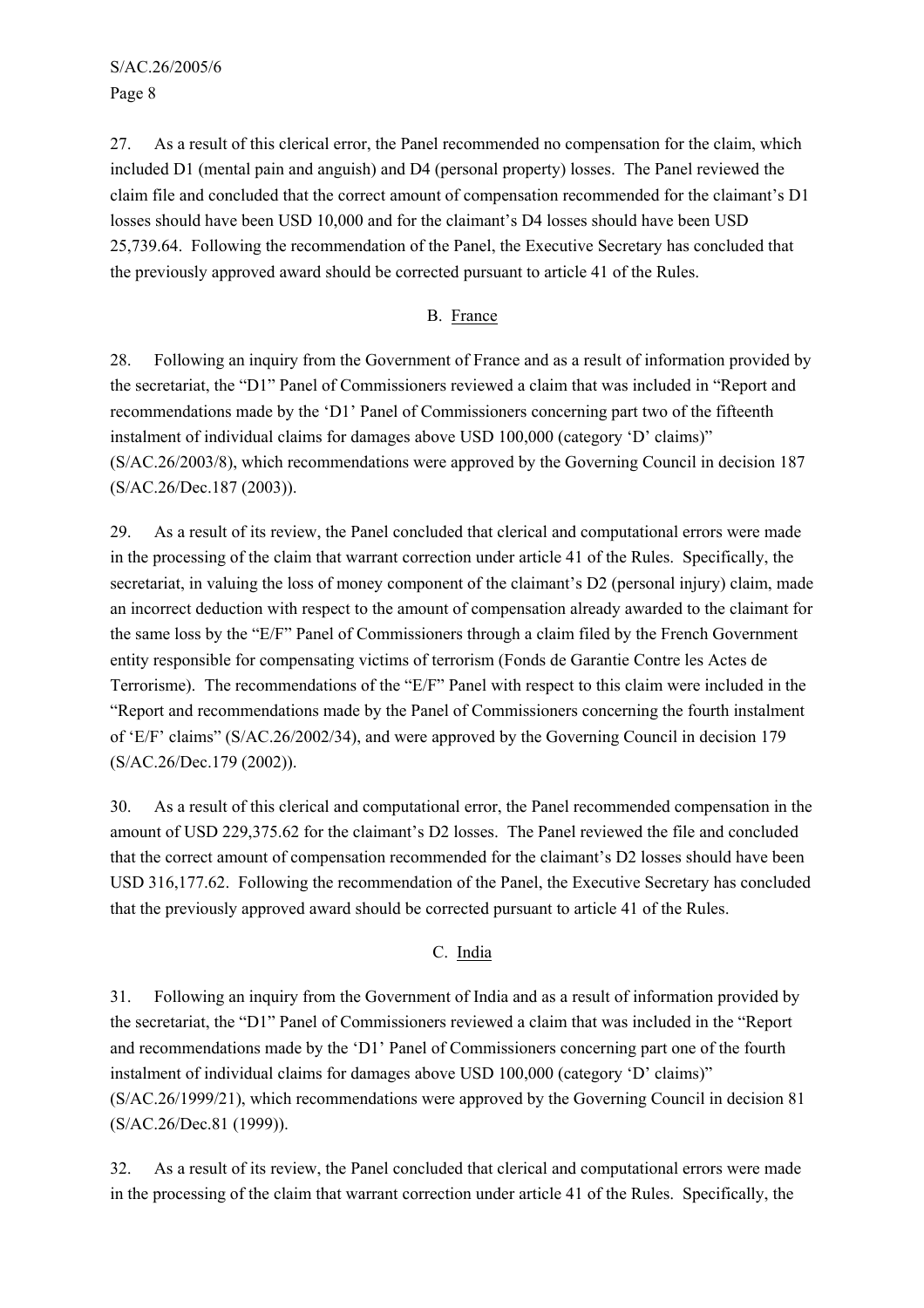27. As a result of this clerical error, the Panel recommended no compensation for the claim, which included D1 (mental pain and anguish) and D4 (personal property) losses. The Panel reviewed the claim file and concluded that the correct amount of compensation recommended for the claimant's D1 losses should have been USD 10,000 and for the claimant's D4 losses should have been USD 25,739.64. Following the recommendation of the Panel, the Executive Secretary has concluded that the previously approved award should be corrected pursuant to article 41 of the Rules.

### B. France

28. Following an inquiry from the Government of France and as a result of information provided by the secretariat, the "D1" Panel of Commissioners reviewed a claim that was included in "Report and recommendations made by the 'D1' Panel of Commissioners concerning part two of the fifteenth instalment of individual claims for damages above USD 100,000 (category 'D' claims)" (S/AC.26/2003/8), which recommendations were approved by the Governing Council in decision 187 (S/AC.26/Dec.187 (2003)).

29. As a result of its review, the Panel concluded that clerical and computational errors were made in the processing of the claim that warrant correction under article 41 of the Rules. Specifically, the secretariat, in valuing the loss of money component of the claimant's D2 (personal injury) claim, made an incorrect deduction with respect to the amount of compensation already awarded to the claimant for the same loss by the "E/F" Panel of Commissioners through a claim filed by the French Government entity responsible for compensating victims of terrorism (Fonds de Garantie Contre les Actes de Terrorisme). The recommendations of the "E/F" Panel with respect to this claim were included in the "Report and recommendations made by the Panel of Commissioners concerning the fourth instalment of 'E/F' claims" (S/AC.26/2002/34), and were approved by the Governing Council in decision 179 (S/AC.26/Dec.179 (2002)).

30. As a result of this clerical and computational error, the Panel recommended compensation in the amount of USD 229,375.62 for the claimant's D2 losses. The Panel reviewed the file and concluded that the correct amount of compensation recommended for the claimant's D2 losses should have been USD 316,177.62. Following the recommendation of the Panel, the Executive Secretary has concluded that the previously approved award should be corrected pursuant to article 41 of the Rules.

### C. India

31. Following an inquiry from the Government of India and as a result of information provided by the secretariat, the "D1" Panel of Commissioners reviewed a claim that was included in the "Report and recommendations made by the 'D1' Panel of Commissioners concerning part one of the fourth instalment of individual claims for damages above USD 100,000 (category 'D' claims)" (S/AC.26/1999/21), which recommendations were approved by the Governing Council in decision 81 (S/AC.26/Dec.81 (1999)).

32. As a result of its review, the Panel concluded that clerical and computational errors were made in the processing of the claim that warrant correction under article 41 of the Rules. Specifically, the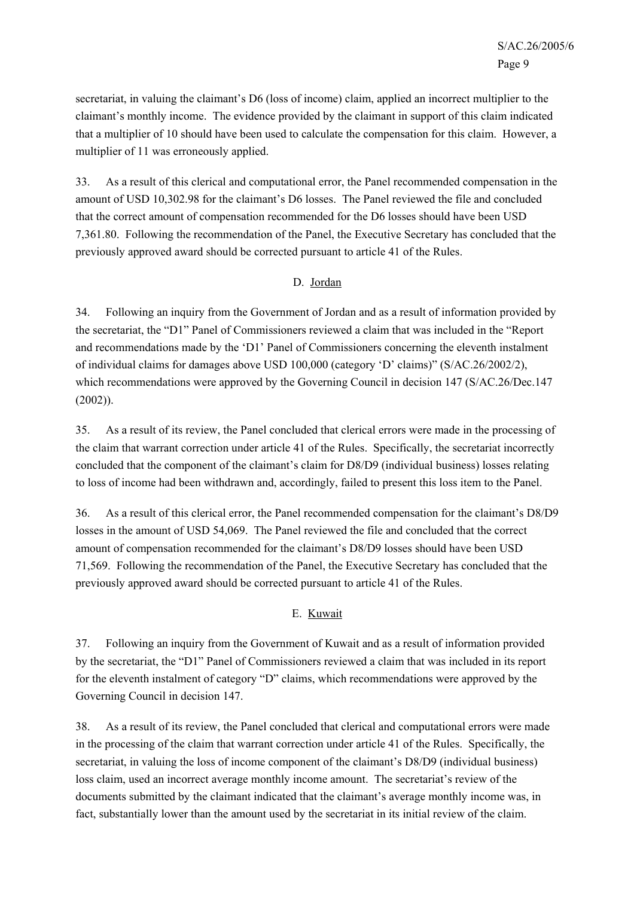secretariat, in valuing the claimant's D6 (loss of income) claim, applied an incorrect multiplier to the claimant's monthly income. The evidence provided by the claimant in support of this claim indicated that a multiplier of 10 should have been used to calculate the compensation for this claim. However, a multiplier of 11 was erroneously applied.

33. As a result of this clerical and computational error, the Panel recommended compensation in the amount of USD 10,302.98 for the claimant's D6 losses. The Panel reviewed the file and concluded that the correct amount of compensation recommended for the D6 losses should have been USD 7,361.80. Following the recommendation of the Panel, the Executive Secretary has concluded that the previously approved award should be corrected pursuant to article 41 of the Rules.

### D. Jordan

34. Following an inquiry from the Government of Jordan and as a result of information provided by the secretariat, the "D1" Panel of Commissioners reviewed a claim that was included in the "Report and recommendations made by the 'D1' Panel of Commissioners concerning the eleventh instalment of individual claims for damages above USD 100,000 (category 'D' claims)" (S/AC.26/2002/2), which recommendations were approved by the Governing Council in decision 147 (S/AC.26/Dec.147 (2002)).

35. As a result of its review, the Panel concluded that clerical errors were made in the processing of the claim that warrant correction under article 41 of the Rules. Specifically, the secretariat incorrectly concluded that the component of the claimant's claim for D8/D9 (individual business) losses relating to loss of income had been withdrawn and, accordingly, failed to present this loss item to the Panel.

36. As a result of this clerical error, the Panel recommended compensation for the claimant's D8/D9 losses in the amount of USD 54,069. The Panel reviewed the file and concluded that the correct amount of compensation recommended for the claimant's D8/D9 losses should have been USD 71,569. Following the recommendation of the Panel, the Executive Secretary has concluded that the previously approved award should be corrected pursuant to article 41 of the Rules.

### E. Kuwait

37. Following an inquiry from the Government of Kuwait and as a result of information provided by the secretariat, the "D1" Panel of Commissioners reviewed a claim that was included in its report for the eleventh instalment of category "D" claims, which recommendations were approved by the Governing Council in decision 147.

38. As a result of its review, the Panel concluded that clerical and computational errors were made in the processing of the claim that warrant correction under article 41 of the Rules. Specifically, the secretariat, in valuing the loss of income component of the claimant's D8/D9 (individual business) loss claim, used an incorrect average monthly income amount. The secretariat's review of the documents submitted by the claimant indicated that the claimant's average monthly income was, in fact, substantially lower than the amount used by the secretariat in its initial review of the claim.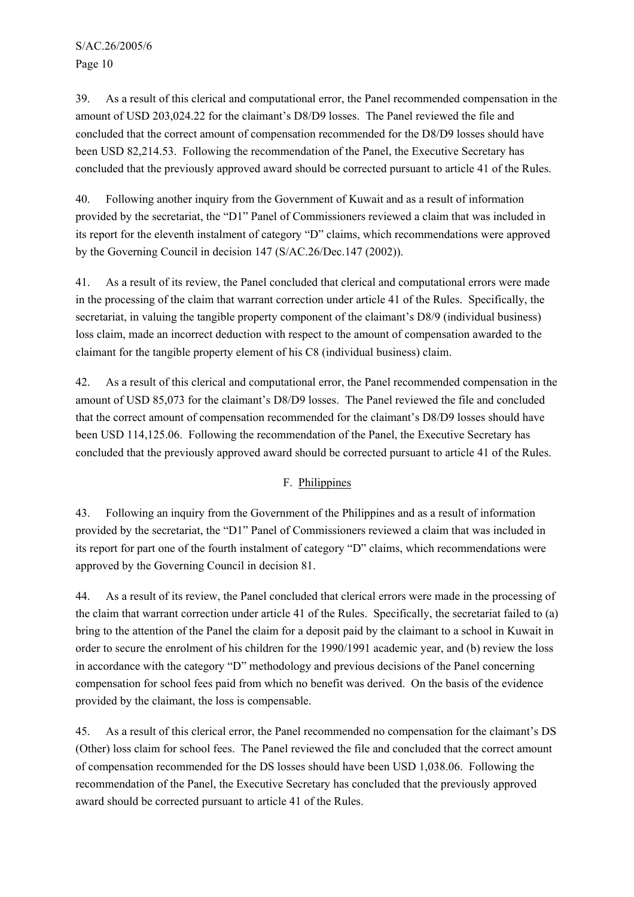39. As a result of this clerical and computational error, the Panel recommended compensation in the amount of USD 203,024.22 for the claimant's D8/D9 losses. The Panel reviewed the file and concluded that the correct amount of compensation recommended for the D8/D9 losses should have been USD 82,214.53. Following the recommendation of the Panel, the Executive Secretary has concluded that the previously approved award should be corrected pursuant to article 41 of the Rules.

40. Following another inquiry from the Government of Kuwait and as a result of information provided by the secretariat, the "D1" Panel of Commissioners reviewed a claim that was included in its report for the eleventh instalment of category "D" claims, which recommendations were approved by the Governing Council in decision 147 (S/AC.26/Dec.147 (2002)).

41. As a result of its review, the Panel concluded that clerical and computational errors were made in the processing of the claim that warrant correction under article 41 of the Rules. Specifically, the secretariat, in valuing the tangible property component of the claimant's D8/9 (individual business) loss claim, made an incorrect deduction with respect to the amount of compensation awarded to the claimant for the tangible property element of his C8 (individual business) claim.

42. As a result of this clerical and computational error, the Panel recommended compensation in the amount of USD 85,073 for the claimant's D8/D9 losses. The Panel reviewed the file and concluded that the correct amount of compensation recommended for the claimant's D8/D9 losses should have been USD 114,125.06. Following the recommendation of the Panel, the Executive Secretary has concluded that the previously approved award should be corrected pursuant to article 41 of the Rules.

### F. Philippines

43. Following an inquiry from the Government of the Philippines and as a result of information provided by the secretariat, the "D1" Panel of Commissioners reviewed a claim that was included in its report for part one of the fourth instalment of category "D" claims, which recommendations were approved by the Governing Council in decision 81.

44. As a result of its review, the Panel concluded that clerical errors were made in the processing of the claim that warrant correction under article 41 of the Rules. Specifically, the secretariat failed to (a) bring to the attention of the Panel the claim for a deposit paid by the claimant to a school in Kuwait in order to secure the enrolment of his children for the 1990/1991 academic year, and (b) review the loss in accordance with the category "D" methodology and previous decisions of the Panel concerning compensation for school fees paid from which no benefit was derived. On the basis of the evidence provided by the claimant, the loss is compensable.

45. As a result of this clerical error, the Panel recommended no compensation for the claimant's DS (Other) loss claim for school fees. The Panel reviewed the file and concluded that the correct amount of compensation recommended for the DS losses should have been USD 1,038.06. Following the recommendation of the Panel, the Executive Secretary has concluded that the previously approved award should be corrected pursuant to article 41 of the Rules.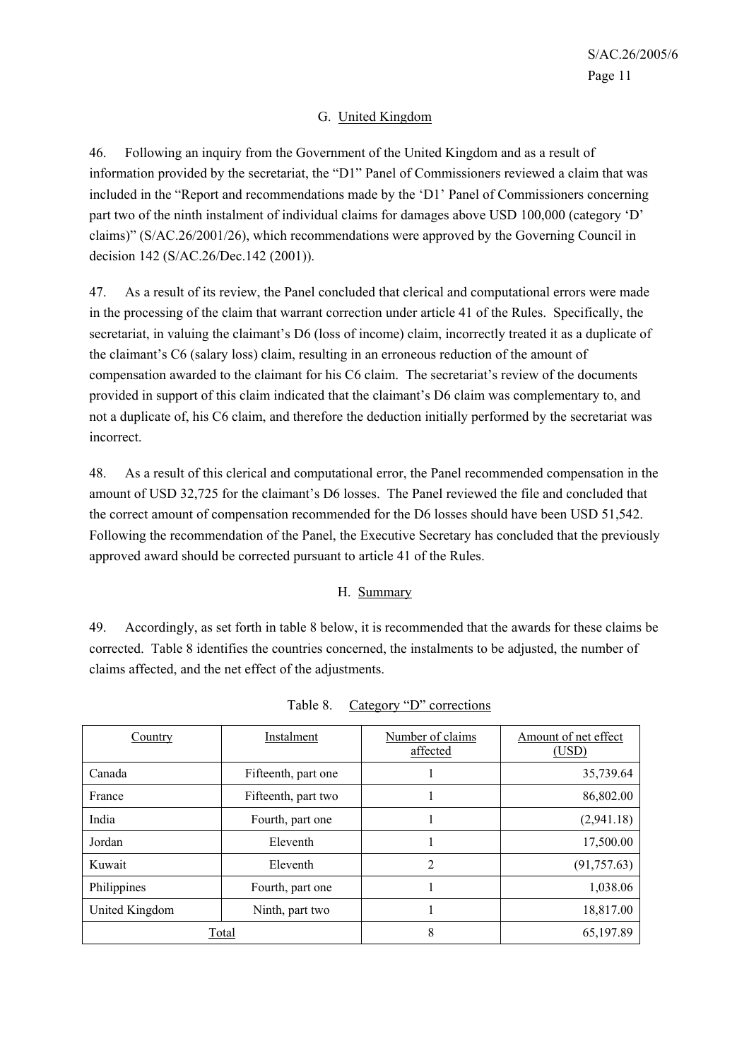## G. United Kingdom

46. Following an inquiry from the Government of the United Kingdom and as a result of information provided by the secretariat, the "D1" Panel of Commissioners reviewed a claim that was included in the "Report and recommendations made by the 'D1' Panel of Commissioners concerning part two of the ninth instalment of individual claims for damages above USD 100,000 (category 'D' claims)" (S/AC.26/2001/26), which recommendations were approved by the Governing Council in decision 142 (S/AC.26/Dec.142 (2001)).

47. As a result of its review, the Panel concluded that clerical and computational errors were made in the processing of the claim that warrant correction under article 41 of the Rules. Specifically, the secretariat, in valuing the claimant's D6 (loss of income) claim, incorrectly treated it as a duplicate of the claimant's C6 (salary loss) claim, resulting in an erroneous reduction of the amount of compensation awarded to the claimant for his C6 claim. The secretariat's review of the documents provided in support of this claim indicated that the claimant's D6 claim was complementary to, and not a duplicate of, his C6 claim, and therefore the deduction initially performed by the secretariat was incorrect.

48. As a result of this clerical and computational error, the Panel recommended compensation in the amount of USD 32,725 for the claimant's D6 losses. The Panel reviewed the file and concluded that the correct amount of compensation recommended for the D6 losses should have been USD 51,542. Following the recommendation of the Panel, the Executive Secretary has concluded that the previously approved award should be corrected pursuant to article 41 of the Rules.

## H. Summary

49. Accordingly, as set forth in table 8 below, it is recommended that the awards for these claims be corrected. Table 8 identifies the countries concerned, the instalments to be adjusted, the number of claims affected, and the net effect of the adjustments.

Table 8. Category "D" corrections

| Country | Instalment | Number of claims affected | Amount of net effect (USD) |
|---|---|---|---|
| Canada | Fifteenth, part one | 1 | 35,739.64 |
| France | Fifteenth, part two | 1 | 86,802.00 |
| India | Fourth, part one | 1 | (2,941.18) |
| Jordan | Eleventh | 1 | 17,500.00 |
| Kuwait | Eleventh | 2 | (91,757.63) |
| Philippines | Fourth, part one | 1 | 1,038.06 |
| United Kingdom | Ninth, part two | 1 | 18,817.00 |
| Total | | 8 | 65,197.89 |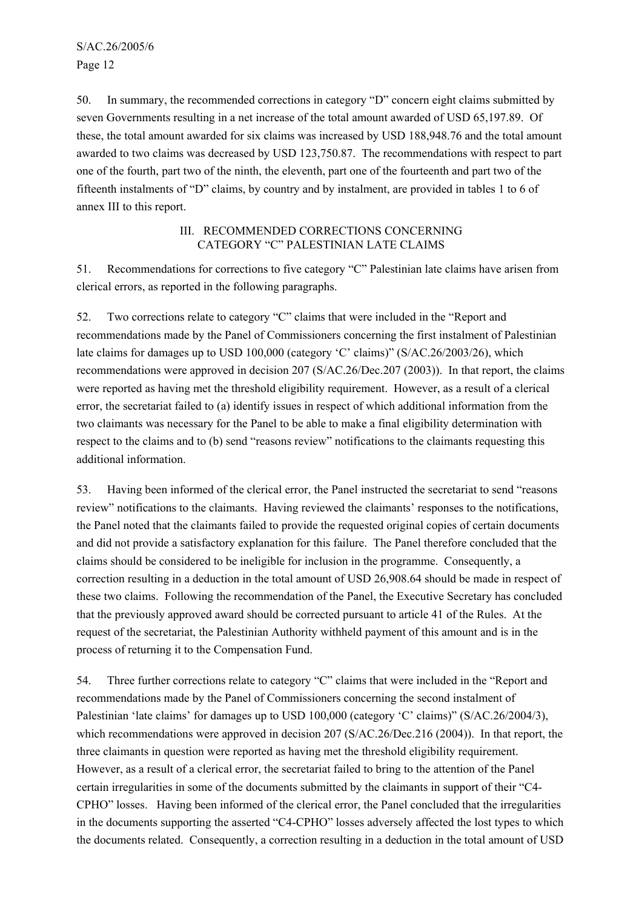50. In summary, the recommended corrections in category "D" concern eight claims submitted by seven Governments resulting in a net increase of the total amount awarded of USD 65,197.89. Of these, the total amount awarded for six claims was increased by USD 188,948.76 and the total amount awarded to two claims was decreased by USD 123,750.87. The recommendations with respect to part one of the fourth, part two of the ninth, the eleventh, part one of the fourteenth and part two of the fifteenth instalments of "D" claims, by country and by instalment, are provided in tables 1 to 6 of annex III to this report.

## III. RECOMMENDED CORRECTIONS CONCERNING CATEGORY "C" PALESTINIAN LATE CLAIMS

51. Recommendations for corrections to five category "C" Palestinian late claims have arisen from clerical errors, as reported in the following paragraphs.

52. Two corrections relate to category "C" claims that were included in the "Report and recommendations made by the Panel of Commissioners concerning the first instalment of Palestinian late claims for damages up to USD 100,000 (category 'C' claims)" (S/AC.26/2003/26), which recommendations were approved in decision 207 (S/AC.26/Dec.207 (2003)). In that report, the claims were reported as having met the threshold eligibility requirement. However, as a result of a clerical error, the secretariat failed to (a) identify issues in respect of which additional information from the two claimants was necessary for the Panel to be able to make a final eligibility determination with respect to the claims and to (b) send "reasons review" notifications to the claimants requesting this additional information.

53. Having been informed of the clerical error, the Panel instructed the secretariat to send "reasons review" notifications to the claimants. Having reviewed the claimants' responses to the notifications, the Panel noted that the claimants failed to provide the requested original copies of certain documents and did not provide a satisfactory explanation for this failure. The Panel therefore concluded that the claims should be considered to be ineligible for inclusion in the programme. Consequently, a correction resulting in a deduction in the total amount of USD 26,908.64 should be made in respect of these two claims. Following the recommendation of the Panel, the Executive Secretary has concluded that the previously approved award should be corrected pursuant to article 41 of the Rules. At the request of the secretariat, the Palestinian Authority withheld payment of this amount and is in the process of returning it to the Compensation Fund.

54. Three further corrections relate to category "C" claims that were included in the "Report and recommendations made by the Panel of Commissioners concerning the second instalment of Palestinian 'late claims' for damages up to USD 100,000 (category 'C' claims)" (S/AC.26/2004/3), which recommendations were approved in decision 207 (S/AC.26/Dec.216 (2004)). In that report, the three claimants in question were reported as having met the threshold eligibility requirement. However, as a result of a clerical error, the secretariat failed to bring to the attention of the Panel certain irregularities in some of the documents submitted by the claimants in support of their "C4-CPHO" losses. Having been informed of the clerical error, the Panel concluded that the irregularities in the documents supporting the asserted "C4-CPHO" losses adversely affected the lost types to which the documents related. Consequently, a correction resulting in a deduction in the total amount of USD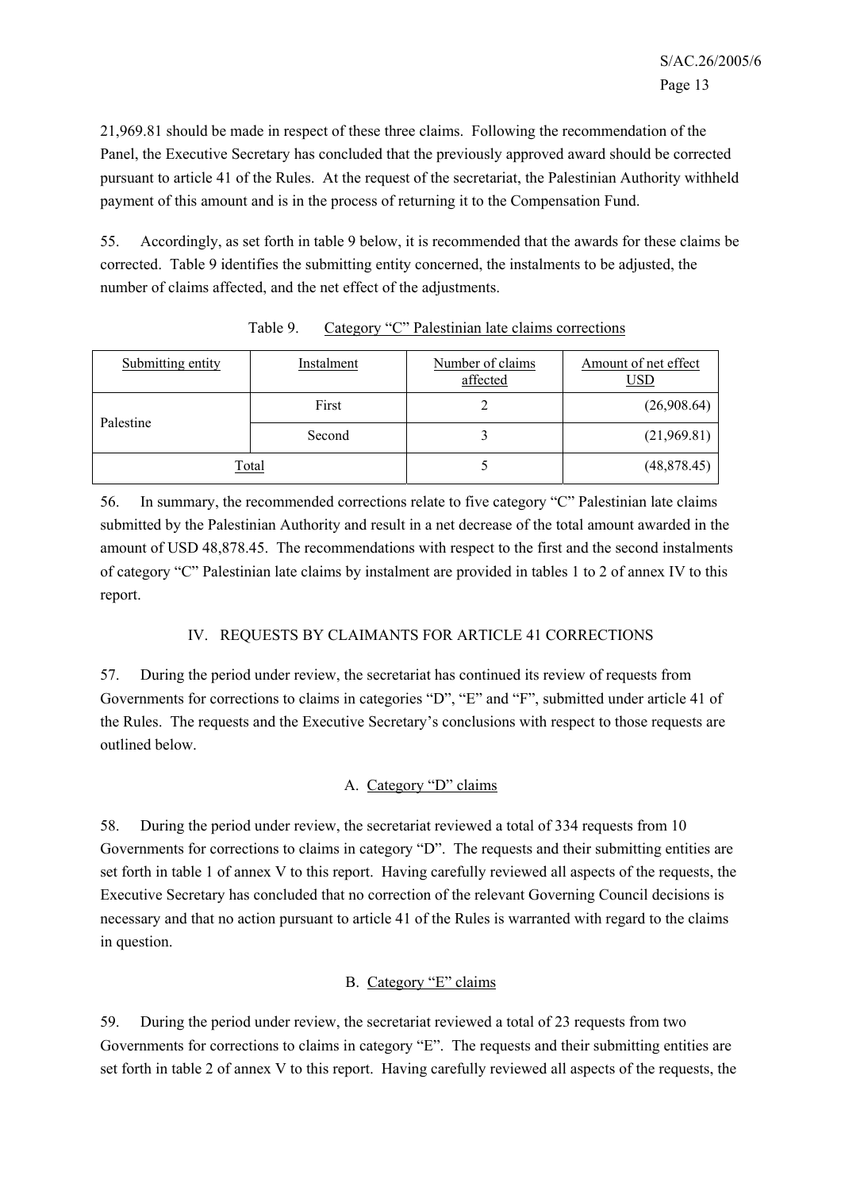21,969.81 should be made in respect of these three claims. Following the recommendation of the Panel, the Executive Secretary has concluded that the previously approved award should be corrected pursuant to article 41 of the Rules. At the request of the secretariat, the Palestinian Authority withheld payment of this amount and is in the process of returning it to the Compensation Fund.

55. Accordingly, as set forth in table 9 below, it is recommended that the awards for these claims be corrected. Table 9 identifies the submitting entity concerned, the instalments to be adjusted, the number of claims affected, and the net effect of the adjustments.

Table 9. Category "C" Palestinian late claims corrections

| Submitting entity | Instalment | Number of claims affected | Amount of net effect USD |
|---|---|---|---|
| Palestine | First | 2 | (26,908.64) |
| | Second | 3 | (21,969.81) |
| Total | | 5 | (48,878.45) |

56. In summary, the recommended corrections relate to five category "C" Palestinian late claims submitted by the Palestinian Authority and result in a net decrease of the total amount awarded in the amount of USD 48,878.45. The recommendations with respect to the first and the second instalments of category "C" Palestinian late claims by instalment are provided in tables 1 to 2 of annex IV to this report.

## IV. REQUESTS BY CLAIMANTS FOR ARTICLE 41 CORRECTIONS

57. During the period under review, the secretariat has continued its review of requests from Governments for corrections to claims in categories "D", "E" and "F", submitted under article 41 of the Rules. The requests and the Executive Secretary's conclusions with respect to those requests are outlined below.

### A. Category "D" claims

58. During the period under review, the secretariat reviewed a total of 334 requests from 10 Governments for corrections to claims in category "D". The requests and their submitting entities are set forth in table 1 of annex V to this report. Having carefully reviewed all aspects of the requests, the Executive Secretary has concluded that no correction of the relevant Governing Council decisions is necessary and that no action pursuant to article 41 of the Rules is warranted with regard to the claims in question.

### B. Category "E" claims

59. During the period under review, the secretariat reviewed a total of 23 requests from two Governments for corrections to claims in category "E". The requests and their submitting entities are set forth in table 2 of annex V to this report. Having carefully reviewed all aspects of the requests, the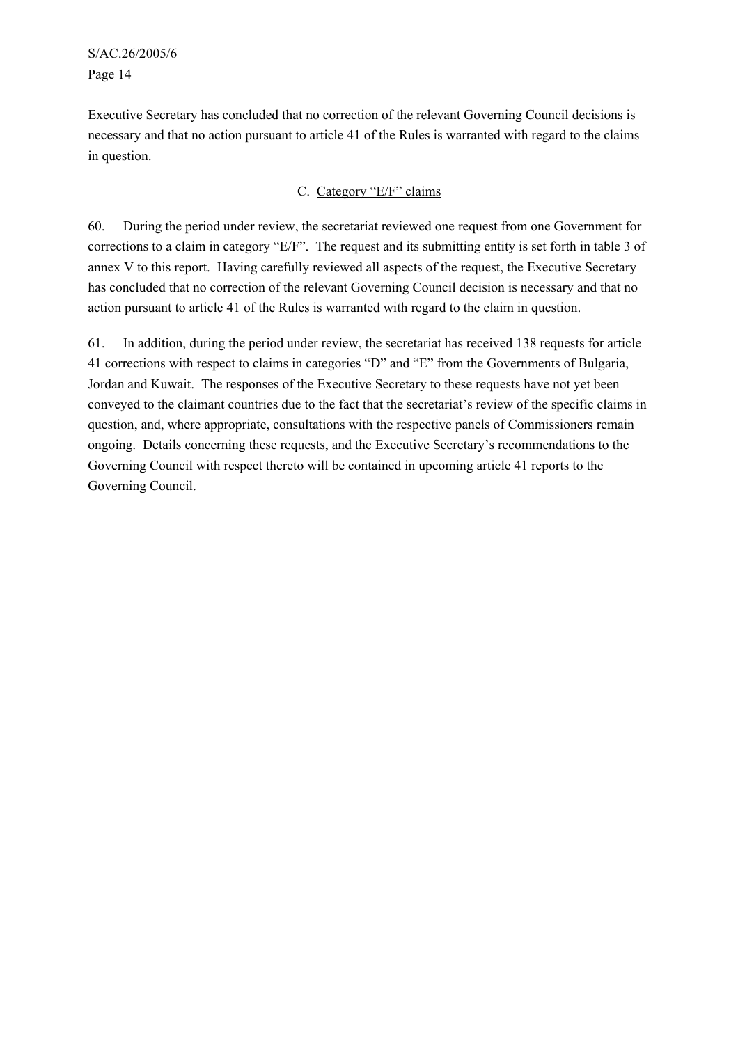Executive Secretary has concluded that no correction of the relevant Governing Council decisions is necessary and that no action pursuant to article 41 of the Rules is warranted with regard to the claims in question.

### C. Category "E/F" claims

60. During the period under review, the secretariat reviewed one request from one Government for corrections to a claim in category "E/F". The request and its submitting entity is set forth in table 3 of annex V to this report. Having carefully reviewed all aspects of the request, the Executive Secretary has concluded that no correction of the relevant Governing Council decision is necessary and that no action pursuant to article 41 of the Rules is warranted with regard to the claim in question.

61. In addition, during the period under review, the secretariat has received 138 requests for article 41 corrections with respect to claims in categories "D" and "E" from the Governments of Bulgaria, Jordan and Kuwait. The responses of the Executive Secretary to these requests have not yet been conveyed to the claimant countries due to the fact that the secretariat's review of the specific claims in question, and, where appropriate, consultations with the respective panels of Commissioners remain ongoing. Details concerning these requests, and the Executive Secretary's recommendations to the Governing Council with respect thereto will be contained in upcoming article 41 reports to the Governing Council.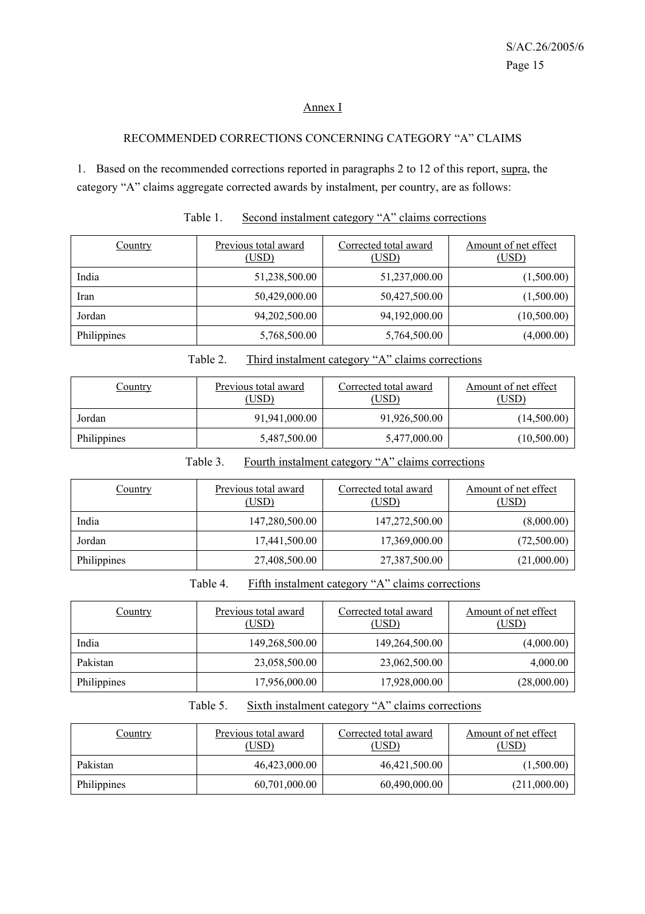## Annex I

### RECOMMENDED CORRECTIONS CONCERNING CATEGORY "A" CLAIMS

1. Based on the recommended corrections reported in paragraphs 2 to 12 of this report, supra, the category "A" claims aggregate corrected awards by instalment, per country, are as follows:

Table 1. Second instalment category "A" claims corrections

| Country | Previous total award (USD) | Corrected total award (USD) | Amount of net effect (USD) |
|---|---|---|---|
| India | 51,238,500.00 | 51,237,000.00 | (1,500.00) |
| Iran | 50,429,000.00 | 50,427,500.00 | (1,500.00) |
| Jordan | 94,202,500.00 | 94,192,000.00 | (10,500.00) |
| Philippines | 5,768,500.00 | 5,764,500.00 | (4,000.00) |

Table 2. Third instalment category "A" claims corrections

| Country | Previous total award (USD) | Corrected total award (USD) | Amount of net effect (USD) |
|---|---|---|---|
| Jordan | 91,941,000.00 | 91,926,500.00 | (14,500.00) |
| Philippines | 5,487,500.00 | 5,477,000.00 | (10,500.00) |

Table 3. Fourth instalment category "A" claims corrections

| Country | Previous total award (USD) | Corrected total award (USD) | Amount of net effect (USD) |
|---|---|---|---|
| India | 147,280,500.00 | 147,272,500.00 | (8,000.00) |
| Jordan | 17,441,500.00 | 17,369,000.00 | (72,500.00) |
| Philippines | 27,408,500.00 | 27,387,500.00 | (21,000.00) |

Table 4. Fifth instalment category "A" claims corrections

| Country | Previous total award (USD) | Corrected total award (USD) | Amount of net effect (USD) |
|---|---|---|---|
| India | 149,268,500.00 | 149,264,500.00 | (4,000.00) |
| Pakistan | 23,058,500.00 | 23,062,500.00 | 4,000.00 |
| Philippines | 17,956,000.00 | 17,928,000.00 | (28,000.00) |

Table 5. Sixth instalment category "A" claims corrections

| Country | Previous total award (USD) | Corrected total award (USD) | Amount of net effect (USD) |
|---|---|---|---|
| Pakistan | 46,423,000.00 | 46,421,500.00 | (1,500.00) |
| Philippines | 60,701,000.00 | 60,490,000.00 | (211,000.00) |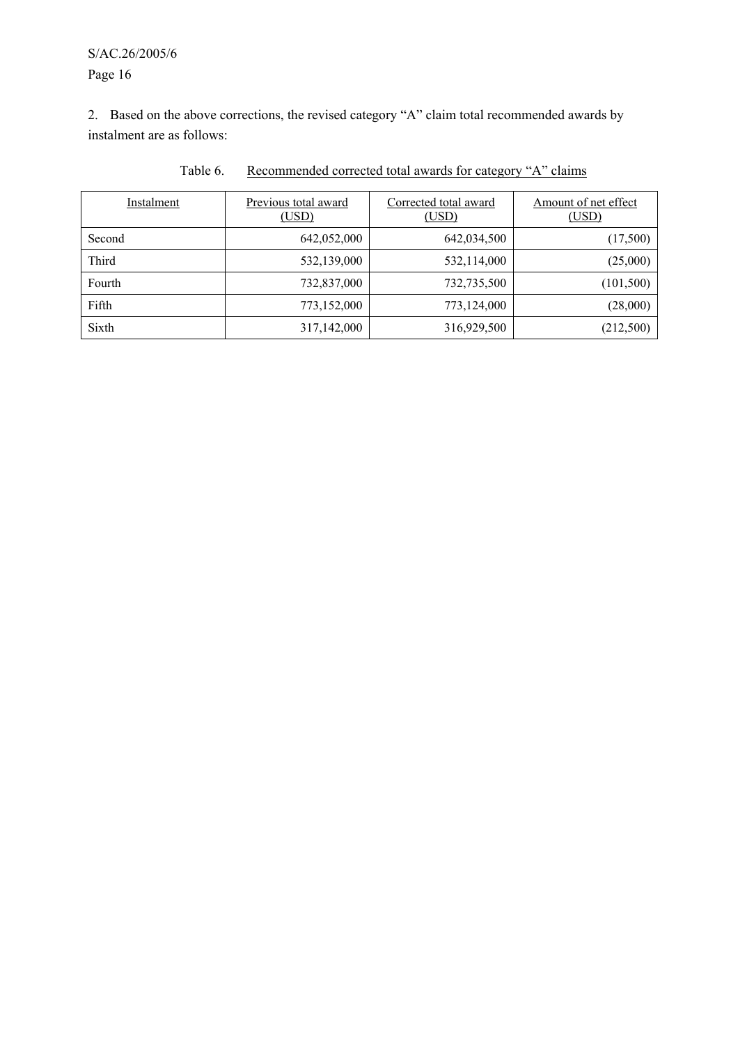2. Based on the above corrections, the revised category "A" claim total recommended awards by instalment are as follows:

Table 6. Recommended corrected total awards for category "A" claims

| Instalment | Previous total award (USD) | Corrected total award (USD) | Amount of net effect (USD) |
|---|---|---|---|
| Second | 642,052,000 | 642,034,500 | (17,500) |
| Third | 532,139,000 | 532,114,000 | (25,000) |
| Fourth | 732,837,000 | 732,735,500 | (101,500) |
| Fifth | 773,152,000 | 773,124,000 | (28,000) |
| Sixth | 317,142,000 | 316,929,500 | (212,500) |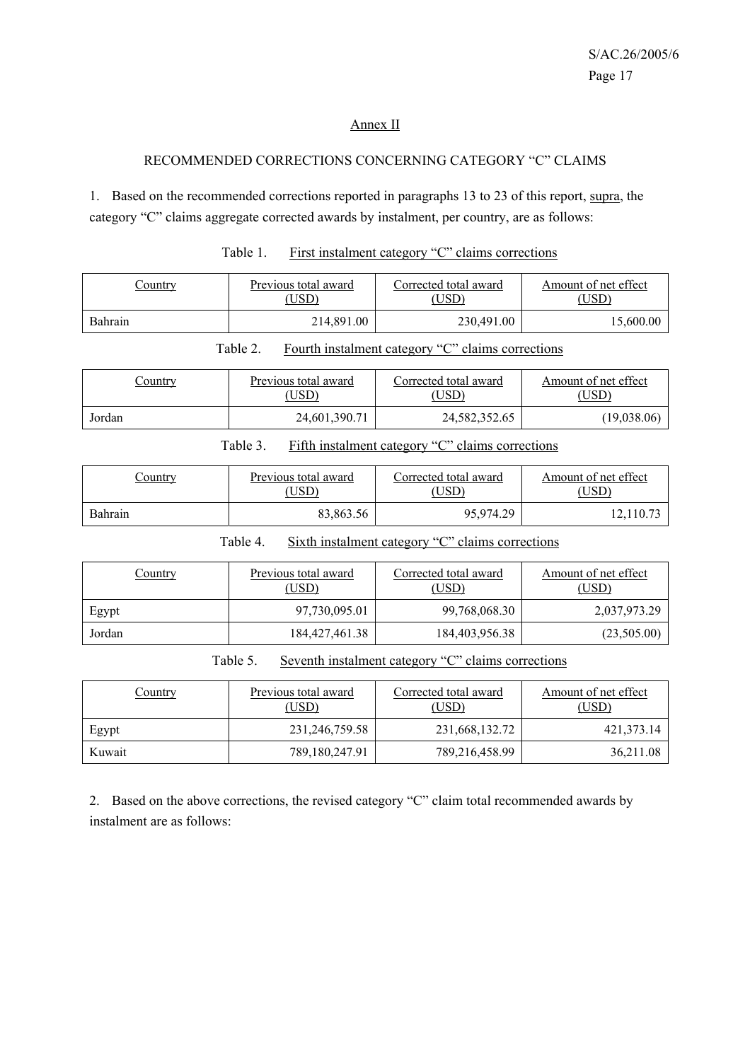## Annex II

### RECOMMENDED CORRECTIONS CONCERNING CATEGORY "C" CLAIMS

1. Based on the recommended corrections reported in paragraphs 13 to 23 of this report, supra, the category "C" claims aggregate corrected awards by instalment, per country, are as follows:

Table 1. First instalment category "C" claims corrections

| Country | Previous total award (USD) | Corrected total award (USD) | Amount of net effect (USD) |
|---|---:|---:|---:|
| Bahrain | 214,891.00 | 230,491.00 | 15,600.00 |

Table 2. Fourth instalment category "C" claims corrections

| Country | Previous total award (USD) | Corrected total award (USD) | Amount of net effect (USD) |
|---|---:|---:|---:|
| Jordan | 24,601,390.71 | 24,582,352.65 | (19,038.06) |

Table 3. Fifth instalment category "C" claims corrections

| Country | Previous total award (USD) | Corrected total award (USD) | Amount of net effect (USD) |
|---|---:|---:|---:|
| Bahrain | 83,863.56 | 95,974.29 | 12,110.73 |

Table 4. Sixth instalment category "C" claims corrections

| Country | Previous total award (USD) | Corrected total award (USD) | Amount of net effect (USD) |
|---|---:|---:|---:|
| Egypt | 97,730,095.01 | 99,768,068.30 | 2,037,973.29 |
| Jordan | 184,427,461.38 | 184,403,956.38 | (23,505.00) |

Table 5. Seventh instalment category "C" claims corrections

| Country | Previous total award (USD) | Corrected total award (USD) | Amount of net effect (USD) |
|---|---:|---:|---:|
| Egypt | 231,246,759.58 | 231,668,132.72 | 421,373.14 |
| Kuwait | 789,180,247.91 | 789,216,458.99 | 36,211.08 |

2. Based on the above corrections, the revised category "C" claim total recommended awards by instalment are as follows: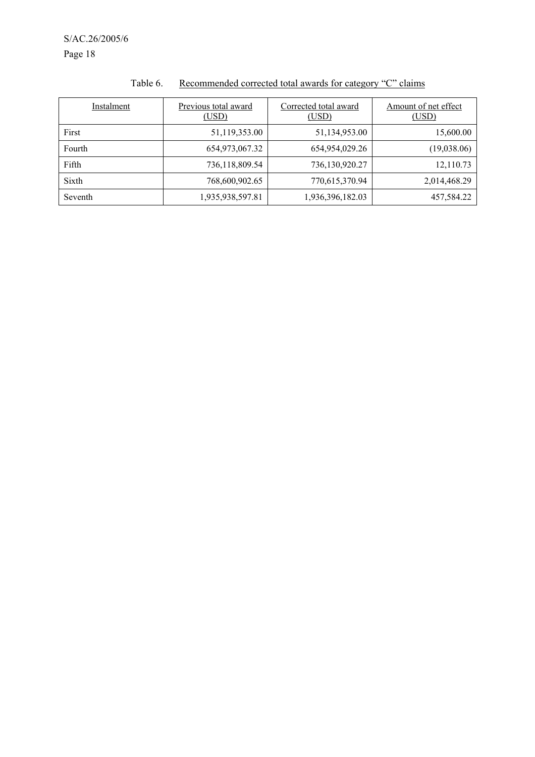Table 6. Recommended corrected total awards for category "C" claims

| Instalment | Previous total award (USD) | Corrected total award (USD) | Amount of net effect (USD) |
|---|---|---|---|
| First | 51,119,353.00 | 51,134,953.00 | 15,600.00 |
| Fourth | 654,973,067.32 | 654,954,029.26 | (19,038.06) |
| Fifth | 736,118,809.54 | 736,130,920.27 | 12,110.73 |
| Sixth | 768,600,902.65 | 770,615,370.94 | 2,014,468.29 |
| Seventh | 1,935,938,597.81 | 1,936,396,182.03 | 457,584.22 |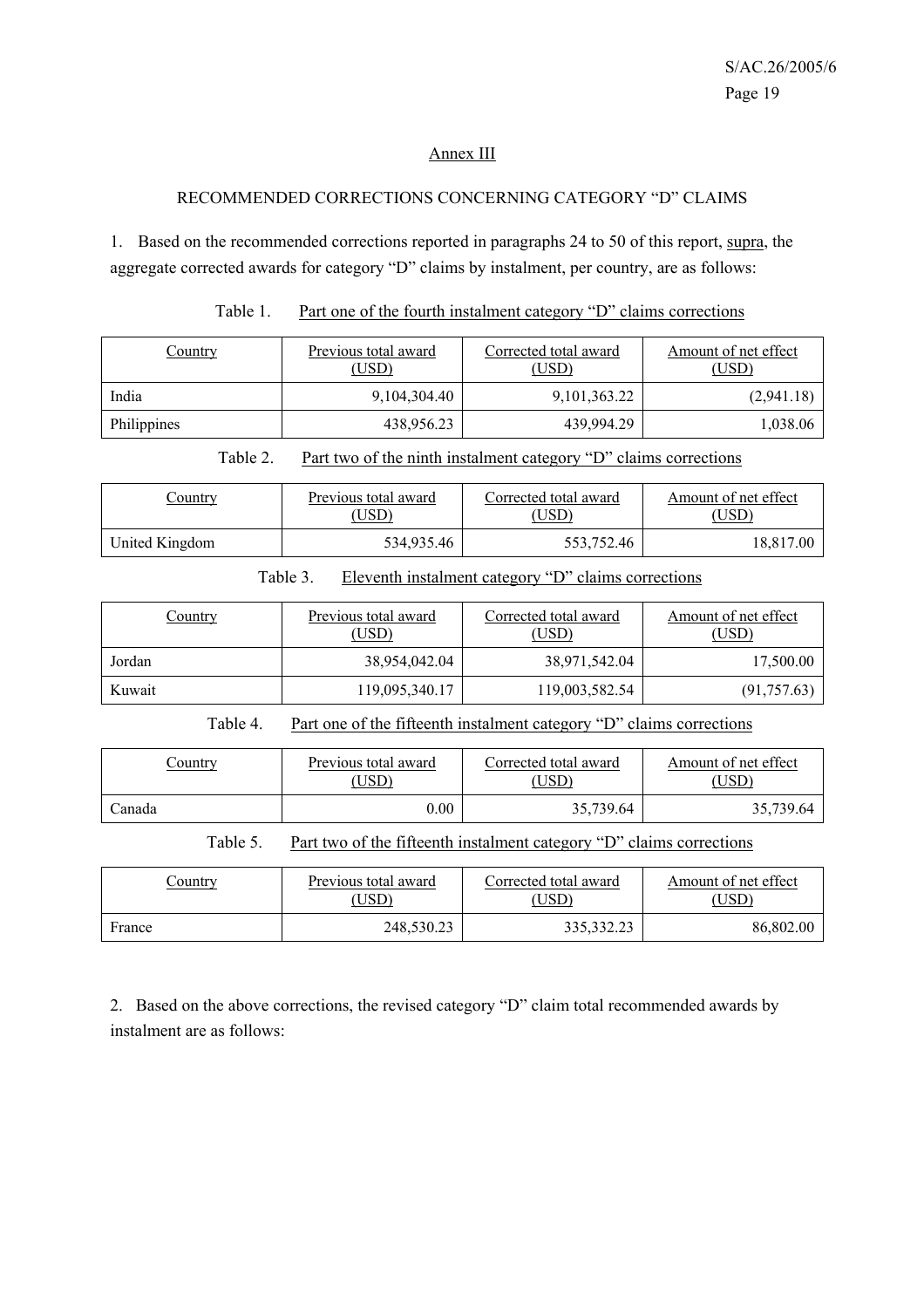## Annex III

### RECOMMENDED CORRECTIONS CONCERNING CATEGORY "D" CLAIMS

1. Based on the recommended corrections reported in paragraphs 24 to 50 of this report, supra, the aggregate corrected awards for category "D" claims by instalment, per country, are as follows:

Table 1. Part one of the fourth instalment category "D" claims corrections

| Country | Previous total award (USD) | Corrected total award (USD) | Amount of net effect (USD) |
|---|---|---|---|
| India | 9,104,304.40 | 9,101,363.22 | (2,941.18) |
| Philippines | 438,956.23 | 439,994.29 | 1,038.06 |

Table 2. Part two of the ninth instalment category "D" claims corrections

| Country | Previous total award (USD) | Corrected total award (USD) | Amount of net effect (USD) |
|---|---|---|---|
| United Kingdom | 534,935.46 | 553,752.46 | 18,817.00 |

Table 3. Eleventh instalment category "D" claims corrections

| Country | Previous total award (USD) | Corrected total award (USD) | Amount of net effect (USD) |
|---|---|---|---|
| Jordan | 38,954,042.04 | 38,971,542.04 | 17,500.00 |
| Kuwait | 119,095,340.17 | 119,003,582.54 | (91,757.63) |

Table 4. Part one of the fifteenth instalment category "D" claims corrections

| Country | Previous total award (USD) | Corrected total award (USD) | Amount of net effect (USD) |
|---|---|---|---|
| Canada | 0.00 | 35,739.64 | 35,739.64 |

Table 5. Part two of the fifteenth instalment category "D" claims corrections

| Country | Previous total award (USD) | Corrected total award (USD) | Amount of net effect (USD) |
|---|---|---|---|
| France | 248,530.23 | 335,332.23 | 86,802.00 |

2. Based on the above corrections, the revised category "D" claim total recommended awards by instalment are as follows: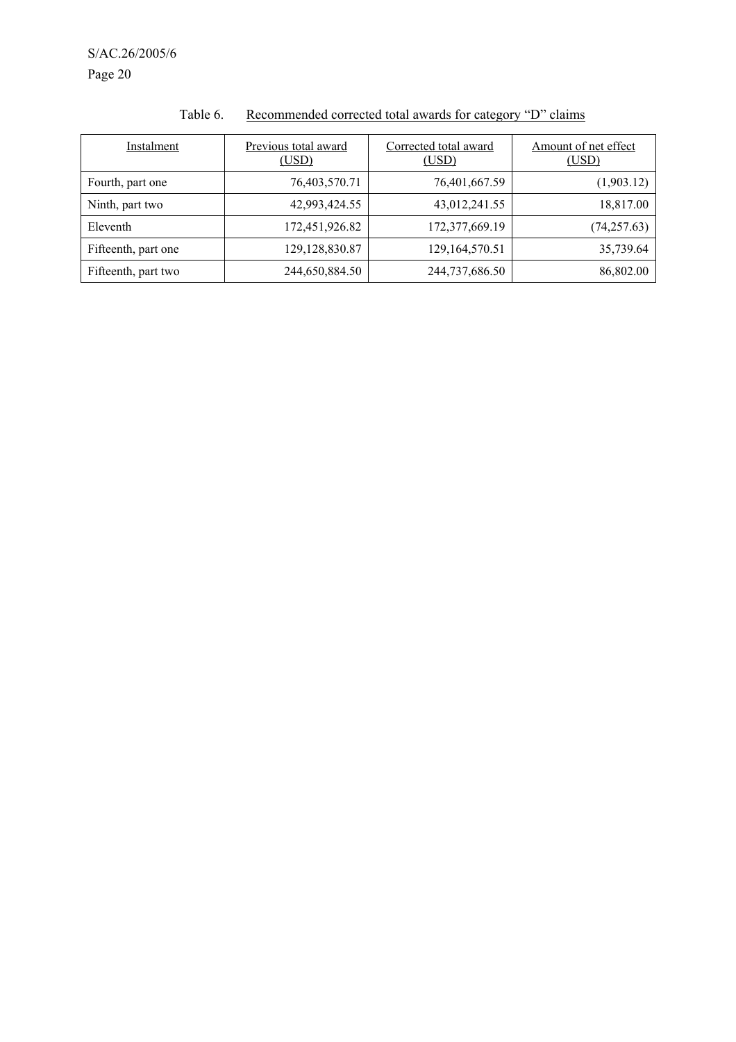Table 6. Recommended corrected total awards for category "D" claims

| Instalment | Previous total award (USD) | Corrected total award (USD) | Amount of net effect (USD) |
|---|---|---|---|
| Fourth, part one | 76,403,570.71 | 76,401,667.59 | (1,903.12) |
| Ninth, part two | 42,993,424.55 | 43,012,241.55 | 18,817.00 |
| Eleventh | 172,451,926.82 | 172,377,669.19 | (74,257.63) |
| Fifteenth, part one | 129,128,830.87 | 129,164,570.51 | 35,739.64 |
| Fifteenth, part two | 244,650,884.50 | 244,737,686.50 | 86,802.00 |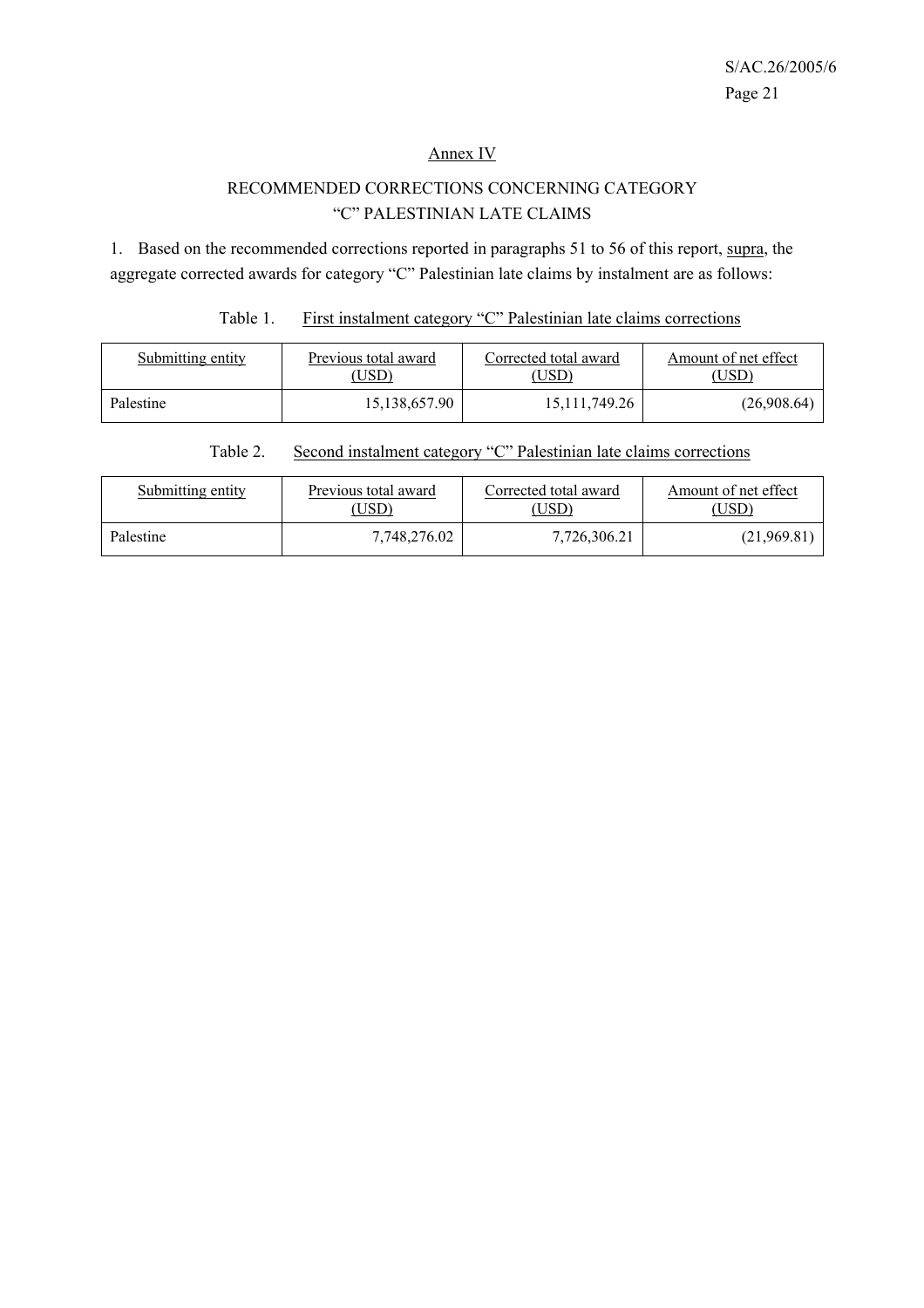## Annex IV

### RECOMMENDED CORRECTIONS CONCERNING CATEGORY "C" PALESTINIAN LATE CLAIMS

1. Based on the recommended corrections reported in paragraphs 51 to 56 of this report, supra, the aggregate corrected awards for category "C" Palestinian late claims by instalment are as follows:

Table 1. First instalment category "C" Palestinian late claims corrections

| Submitting entity | Previous total award (USD) | Corrected total award (USD) | Amount of net effect (USD) |
|---|---|---|---|
| Palestine | 15,138,657.90 | 15,111,749.26 | (26,908.64) |

Table 2. Second instalment category "C" Palestinian late claims corrections

| Submitting entity | Previous total award (USD) | Corrected total award (USD) | Amount of net effect (USD) |
|---|---|---|---|
| Palestine | 7,748,276.02 | 7,726,306.21 | (21,969.81) |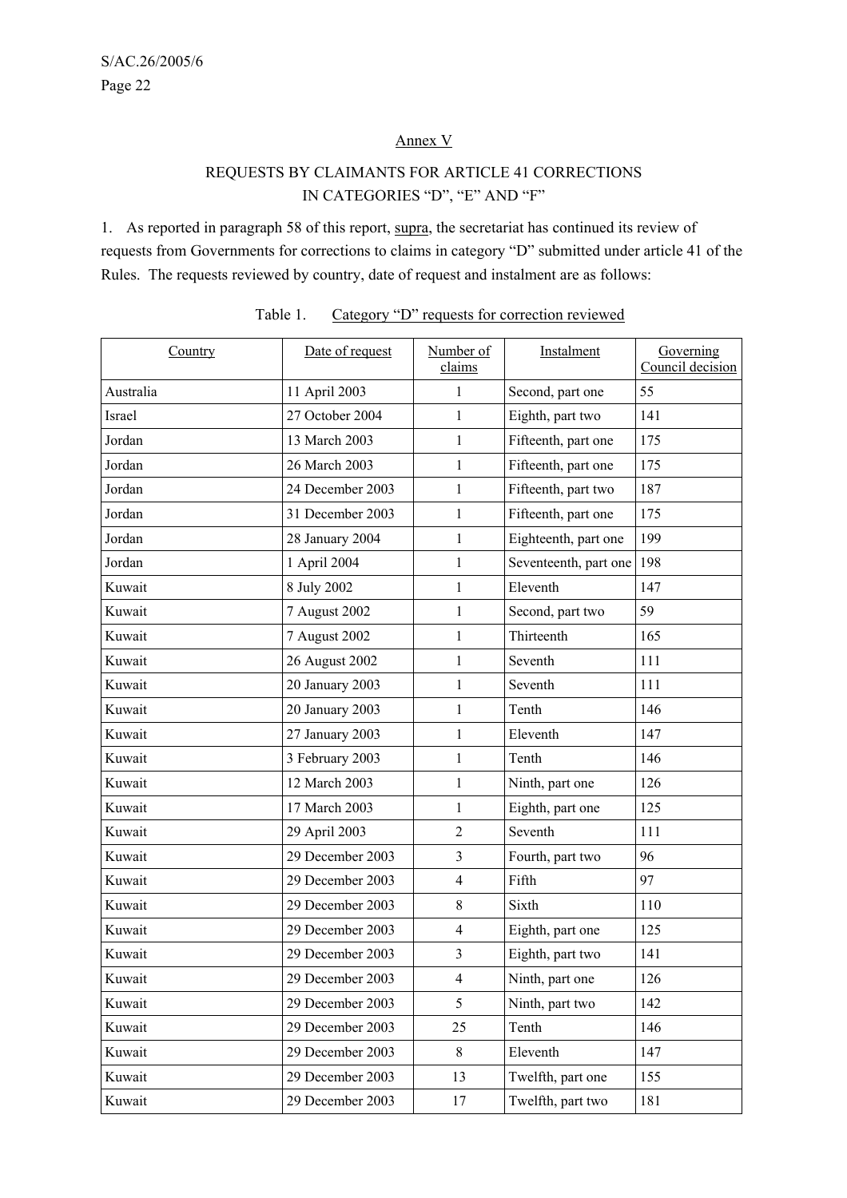## Annex V

### REQUESTS BY CLAIMANTS FOR ARTICLE 41 CORRECTIONS IN CATEGORIES "D", "E" AND "F"

1. As reported in paragraph 58 of this report, supra, the secretariat has continued its review of requests from Governments for corrections to claims in category "D" submitted under article 41 of the Rules. The requests reviewed by country, date of request and instalment are as follows:

Table 1. Category "D" requests for correction reviewed

| Country | Date of request | Number of claims | Instalment | Governing Council decision |
|---|---|---|---|---|
| Australia | 11 April 2003 | 1 | Second, part one | 55 |
| Israel | 27 October 2004 | 1 | Eighth, part two | 141 |
| Jordan | 13 March 2003 | 1 | Fifteenth, part one | 175 |
| Jordan | 26 March 2003 | 1 | Fifteenth, part one | 175 |
| Jordan | 24 December 2003 | 1 | Fifteenth, part two | 187 |
| Jordan | 31 December 2003 | 1 | Fifteenth, part one | 175 |
| Jordan | 28 January 2004 | 1 | Eighteenth, part one | 199 |
| Jordan | 1 April 2004 | 1 | Seventeenth, part one | 198 |
| Kuwait | 8 July 2002 | 1 | Eleventh | 147 |
| Kuwait | 7 August 2002 | 1 | Second, part two | 59 |
| Kuwait | 7 August 2002 | 1 | Thirteenth | 165 |
| Kuwait | 26 August 2002 | 1 | Seventh | 111 |
| Kuwait | 20 January 2003 | 1 | Seventh | 111 |
| Kuwait | 20 January 2003 | 1 | Tenth | 146 |
| Kuwait | 27 January 2003 | 1 | Eleventh | 147 |
| Kuwait | 3 February 2003 | 1 | Tenth | 146 |
| Kuwait | 12 March 2003 | 1 | Ninth, part one | 126 |
| Kuwait | 17 March 2003 | 1 | Eighth, part one | 125 |
| Kuwait | 29 April 2003 | 2 | Seventh | 111 |
| Kuwait | 29 December 2003 | 3 | Fourth, part two | 96 |
| Kuwait | 29 December 2003 | 4 | Fifth | 97 |
| Kuwait | 29 December 2003 | 8 | Sixth | 110 |
| Kuwait | 29 December 2003 | 4 | Eighth, part one | 125 |
| Kuwait | 29 December 2003 | 3 | Eighth, part two | 141 |
| Kuwait | 29 December 2003 | 4 | Ninth, part one | 126 |
| Kuwait | 29 December 2003 | 5 | Ninth, part two | 142 |
| Kuwait | 29 December 2003 | 25 | Tenth | 146 |
| Kuwait | 29 December 2003 | 8 | Eleventh | 147 |
| Kuwait | 29 December 2003 | 13 | Twelfth, part one | 155 |
| Kuwait | 29 December 2003 | 17 | Twelfth, part two | 181 |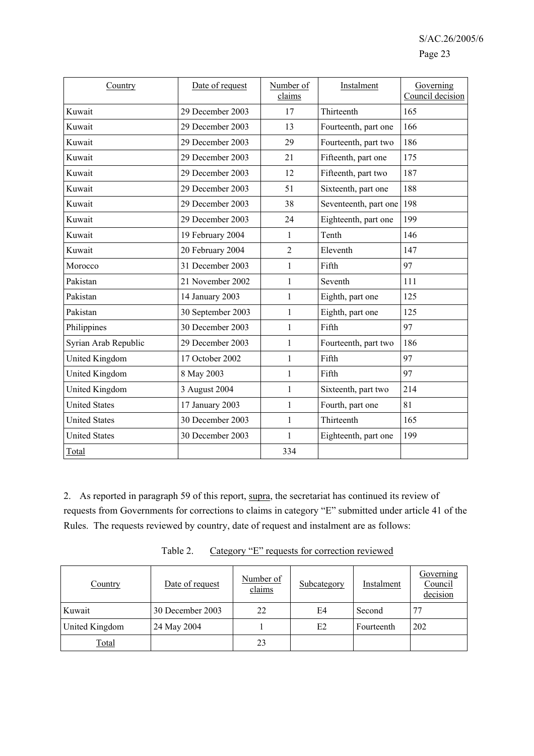| Country | Date of request | Number of claims | Instalment | Governing Council decision |
|---|---|---|---|---|
| Kuwait | 29 December 2003 | 17 | Thirteenth | 165 |
| Kuwait | 29 December 2003 | 13 | Fourteenth, part one | 166 |
| Kuwait | 29 December 2003 | 29 | Fourteenth, part two | 186 |
| Kuwait | 29 December 2003 | 21 | Fifteenth, part one | 175 |
| Kuwait | 29 December 2003 | 12 | Fifteenth, part two | 187 |
| Kuwait | 29 December 2003 | 51 | Sixteenth, part one | 188 |
| Kuwait | 29 December 2003 | 38 | Seventeenth, part one | 198 |
| Kuwait | 29 December 2003 | 24 | Eighteenth, part one | 199 |
| Kuwait | 19 February 2004 | 1 | Tenth | 146 |
| Kuwait | 20 February 2004 | 2 | Eleventh | 147 |
| Morocco | 31 December 2003 | 1 | Fifth | 97 |
| Pakistan | 21 November 2002 | 1 | Seventh | 111 |
| Pakistan | 14 January 2003 | 1 | Eighth, part one | 125 |
| Pakistan | 30 September 2003 | 1 | Eighth, part one | 125 |
| Philippines | 30 December 2003 | 1 | Fifth | 97 |
| Syrian Arab Republic | 29 December 2003 | 1 | Fourteenth, part two | 186 |
| United Kingdom | 17 October 2002 | 1 | Fifth | 97 |
| United Kingdom | 8 May 2003 | 1 | Fifth | 97 |
| United Kingdom | 3 August 2004 | 1 | Sixteenth, part two | 214 |
| United States | 17 January 2003 | 1 | Fourth, part one | 81 |
| United States | 30 December 2003 | 1 | Thirteenth | 165 |
| United States | 30 December 2003 | 1 | Eighteenth, part one | 199 |
| Total | | 334 | | |

2. As reported in paragraph 59 of this report, supra, the secretariat has continued its review of requests from Governments for corrections to claims in category "E" submitted under article 41 of the Rules. The requests reviewed by country, date of request and instalment are as follows:

Table 2. Category "E" requests for correction reviewed

| Country | Date of request | Number of claims | Subcategory | Instalment | Governing Council decision |
|---|---|---|---|---|---|
| Kuwait | 30 December 2003 | 22 | E4 | Second | 77 |
| United Kingdom | 24 May 2004 | 1 | E2 | Fourteenth | 202 |
| Total | | 23 | | | |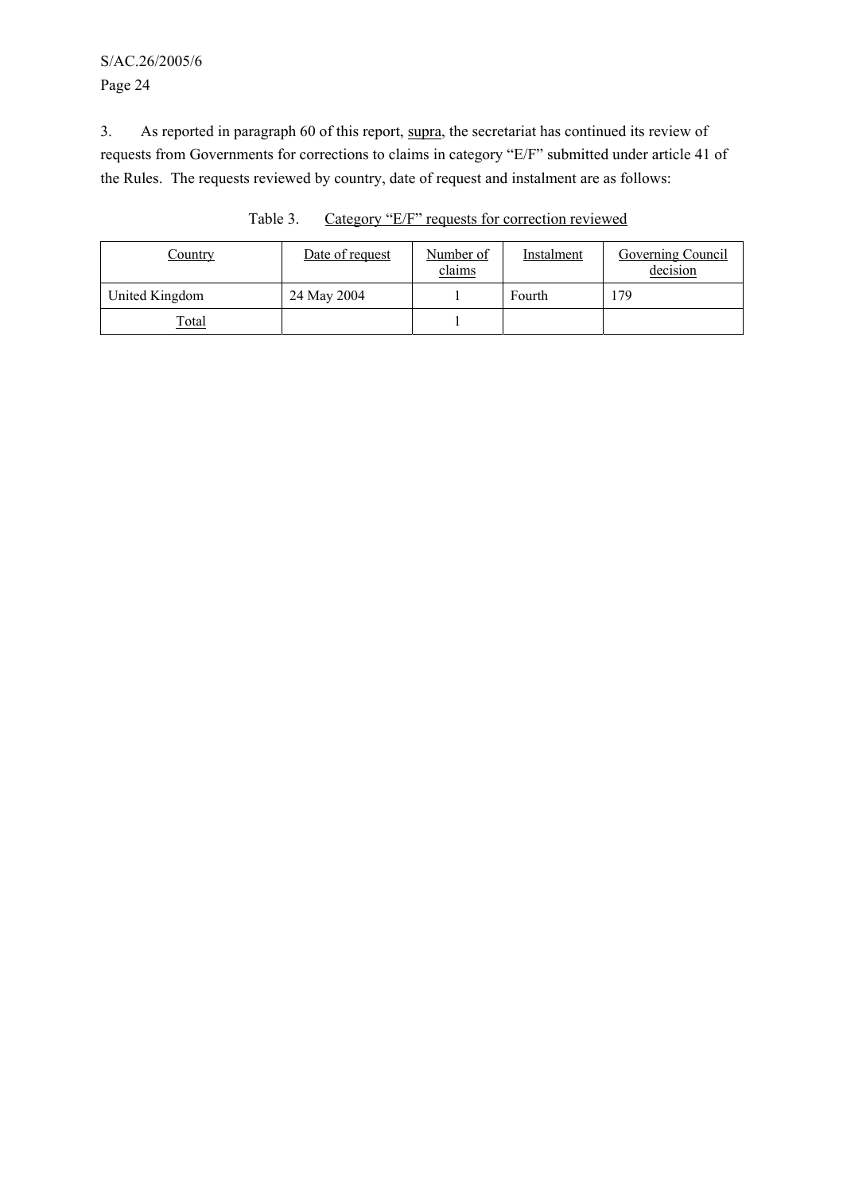3. As reported in paragraph 60 of this report, supra, the secretariat has continued its review of requests from Governments for corrections to claims in category "E/F" submitted under article 41 of the Rules. The requests reviewed by country, date of request and instalment are as follows:

Table 3. Category "E/F" requests for correction reviewed

| Country | Date of request | Number of claims | Instalment | Governing Council decision |
|---|---|---|---|---|
| United Kingdom | 24 May 2004 | 1 | Fourth | 179 |
| Total | | 1 | | |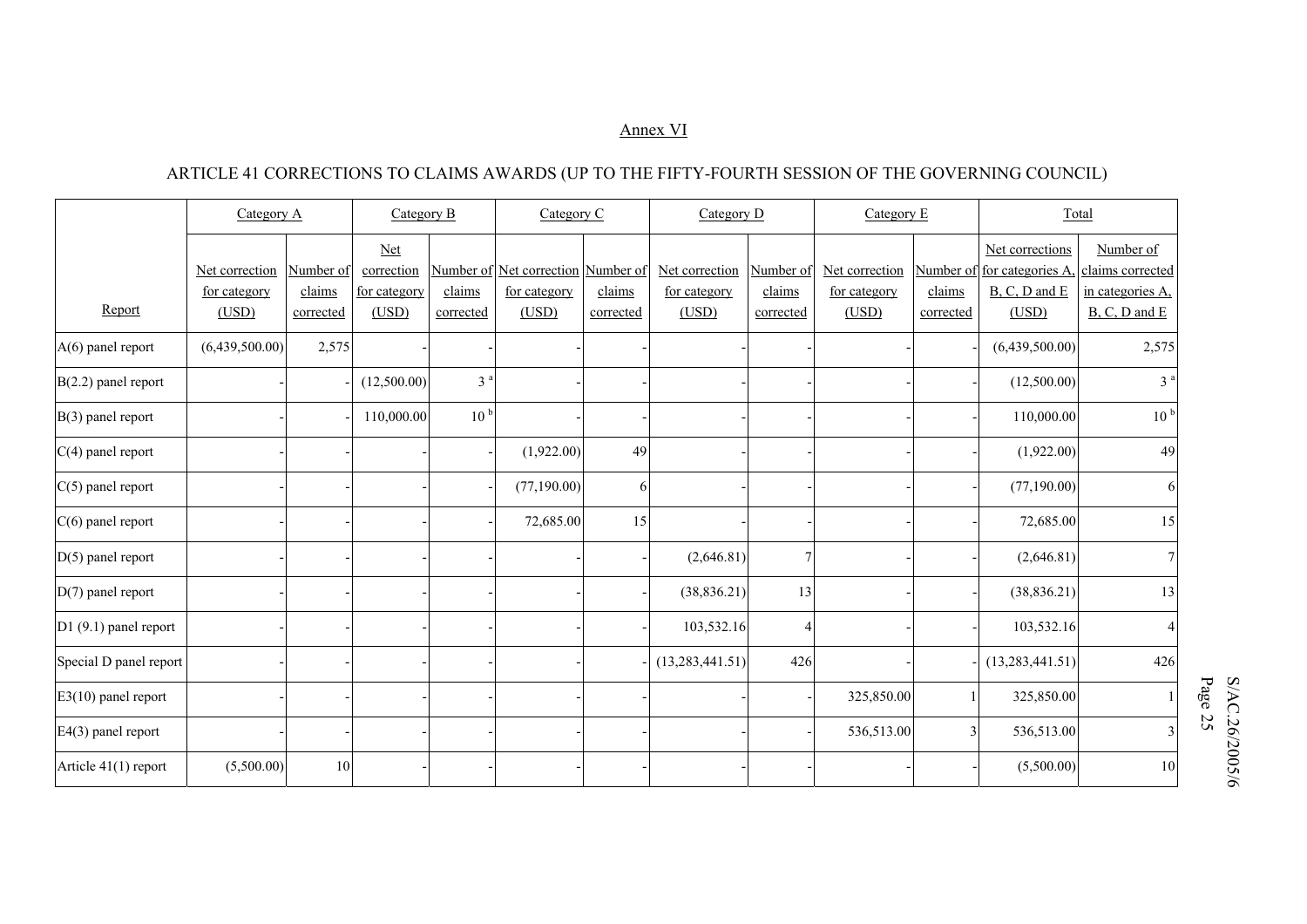Annex VI

ARTICLE 41 CORRECTIONS TO CLAIMS AWARDS (UP TO THE FIFTY-FOURTH SESSION OF THE GOVERNING COUNCIL)

| | Category A | | Category B | | Category C | | Category D | | Category E | | Total | |
|---|---|---|---|---|---|---|---|---|---|---|---|---|
| Report | Net correction for category (USD) | Number of claims corrected | Net correction for category (USD) | Number of claims corrected | Net correction for category (USD) | Number of claims corrected | Net correction for category (USD) | Number of claims corrected | Net correction for category (USD) | Number of claims corrected | Net corrections for categories A, B, C, D and E (USD) | Number of claims corrected in categories A, B, C, D and E |
| A(6) panel report | (6,439,500.00) | 2,575 | - | - | - | - | - | - | - | - | (6,439,500.00) | 2,575 |
| B(2.2) panel report | - | - | (12,500.00) | 3 [a] | - | - | - | - | - | - | (12,500.00) | 3 [a] |
| B(3) panel report | - | - | 110,000.00 | 10 [b] | - | - | - | - | - | - | 110,000.00 | 10 [b] |
| C(4) panel report | - | - | - | - | (1,922.00) | 49 | - | - | - | - | (1,922.00) | 49 |
| C(5) panel report | - | - | - | - | (77,190.00) | 6 | - | - | - | - | (77,190.00) | 6 |
| C(6) panel report | - | - | - | - | 72,685.00 | 15 | - | - | - | - | 72,685.00 | 15 |
| D(5) panel report | - | - | - | - | - | - | (2,646.81) | 7 | - | - | (2,646.81) | 7 |
| D(7) panel report | - | - | - | - | - | - | (38,836.21) | 13 | - | - | (38,836.21) | 13 |
| D1 (9.1) panel report | - | - | - | - | - | - | 103,532.16 | 4 | - | - | 103,532.16 | 4 |
| Special D panel report | - | - | - | - | - | - | (13,283,441.51) | 426 | - | - | (13,283,441.51) | 426 |
| E3(10) panel report | - | - | - | - | - | - | - | - | 325,850.00 | 1 | 325,850.00 | 1 |
| E4(3) panel report | - | - | - | - | - | - | - | - | 536,513.00 | 3 | 536,513.00 | 3 |
| Article 41(1) report | (5,500.00) | 10 | - | - | - | - | - | - | - | - | (5,500.00) | 10 |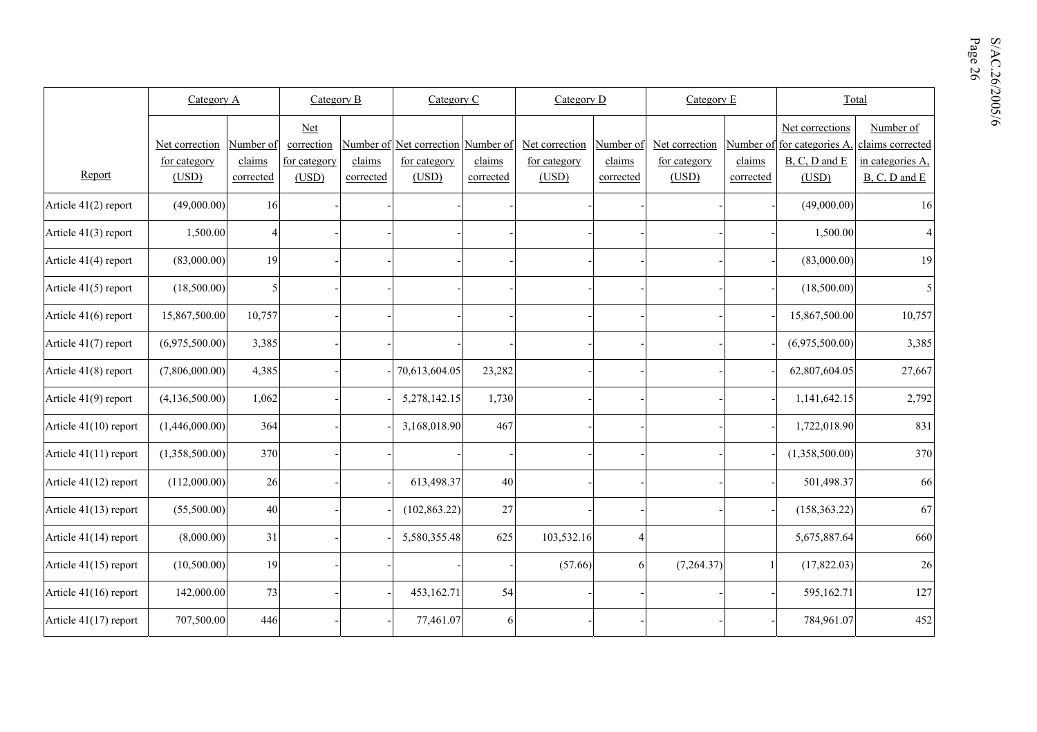| Report | Category A | | Category B | | Category C | | Category D | | Category E | | Total | |
|---|---|---|---|---|---|---|---|---|---|---|---|---|
| | Net correction for category (USD) | Number of claims corrected | Net correction for category (USD) | Number of claims corrected | Net correction for category (USD) | Number of claims corrected | Net correction for category (USD) | Number of claims corrected | Net correction for category (USD) | Number of claims corrected | Net corrections for categories A, B, C, D and E (USD) | Number of claims corrected in categories A, B, C, D and E |
| Article 41(2) report | (49,000.00) | 16 | - | - | - | - | - | - | - | - | (49,000.00) | 16 |
| Article 41(3) report | 1,500.00 | 4 | - | - | - | - | - | - | - | - | 1,500.00 | 4 |
| Article 41(4) report | (83,000.00) | 19 | - | - | - | - | - | - | - | - | (83,000.00) | 19 |
| Article 41(5) report | (18,500.00) | 5 | - | - | - | - | - | - | - | - | (18,500.00) | 5 |
| Article 41(6) report | 15,867,500.00 | 10,757 | - | - | - | - | - | - | - | - | 15,867,500.00 | 10,757 |
| Article 41(7) report | (6,975,500.00) | 3,385 | - | - | - | - | - | - | - | - | (6,975,500.00) | 3,385 |
| Article 41(8) report | (7,806,000.00) | 4,385 | - | - | 70,613,604.05 | 23,282 | - | - | - | - | 62,807,604.05 | 27,667 |
| Article 41(9) report | (4,136,500.00) | 1,062 | - | - | 5,278,142.15 | 1,730 | - | - | - | - | 1,141,642.15 | 2,792 |
| Article 41(10) report | (1,446,000.00) | 364 | - | - | 3,168,018.90 | 467 | - | - | - | - | 1,722,018.90 | 831 |
| Article 41(11) report | (1,358,500.00) | 370 | - | - | - | - | - | - | - | - | (1,358,500.00) | 370 |
| Article 41(12) report | (112,000.00) | 26 | - | - | 613,498.37 | 40 | - | - | - | - | 501,498.37 | 66 |
| Article 41(13) report | (55,500.00) | 40 | - | - | (102,863.22) | 27 | - | - | - | - | (158,363.22) | 67 |
| Article 41(14) report | (8,000.00) | 31 | - | - | 5,580,355.48 | 625 | 103,532.16 | 4 | | | 5,675,887.64 | 660 |
| Article 41(15) report | (10,500.00) | 19 | - | - | - | - | (57.66) | 6 | (7,264.37) | 1 | (17,822.03) | 26 |
| Article 41(16) report | 142,000.00 | 73 | - | - | 453,162.71 | 54 | - | - | - | - | 595,162.71 | 127 |
| Article 41(17) report | 707,500.00 | 446 | - | - | 77,461.07 | 6 | - | - | - | - | 784,961.07 | 452 |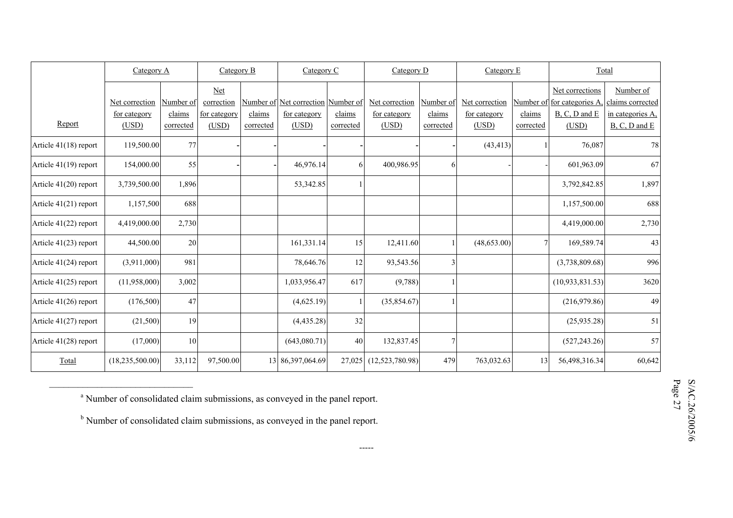| | Category A | | Category B | | Category C | | Category D | | Category E | | Total | |
|---|---|---|---|---|---|---|---|---|---|---|---|---|
| Report | Net correction for category (USD) | Number of claims corrected | Net correction for category (USD) | Number of claims corrected | Net correction for category (USD) | Number of claims corrected | Net correction for category (USD) | Number of claims corrected | Net correction for category (USD) | Number of claims corrected | Net corrections for categories A, B, C, D and E (USD) | Number of claims corrected in categories A, B, C, D and E |
| Article 41(18) report | 119,500.00 | 77 | - | - | - | - | - | - | (43,413) | 1 | 76,087 | 78 |
| Article 41(19) report | 154,000.00 | 55 | - | - | 46,976.14 | 6 | 400,986.95 | 6 | - | - | 601,963.09 | 67 |
| Article 41(20) report | 3,739,500.00 | 1,896 | | | 53,342.85 | 1 | | | | | 3,792,842.85 | 1,897 |
| Article 41(21) report | 1,157,500 | 688 | | | | | | | | | 1,157,500.00 | 688 |
| Article 41(22) report | 4,419,000.00 | 2,730 | | | | | | | | | 4,419,000.00 | 2,730 |
| Article 41(23) report | 44,500.00 | 20 | | | 161,331.14 | 15 | 12,411.60 | 1 | (48,653.00) | 7 | 169,589.74 | 43 |
| Article 41(24) report | (3,911,000) | 981 | | | 78,646.76 | 12 | 93,543.56 | 3 | | | (3,738,809.68) | 996 |
| Article 41(25) report | (11,958,000) | 3,002 | | | 1,033,956.47 | 617 | (9,788) | 1 | | | (10,933,831.53) | 3620 |
| Article 41(26) report | (176,500) | 47 | | | (4,625.19) | 1 | (35,854.67) | 1 | | | (216,979.86) | 49 |
| Article 41(27) report | (21,500) | 19 | | | (4,435.28) | 32 | | | | | (25,935.28) | 51 |
| Article 41(28) report | (17,000) | 10 | | | (643,080.71) | 40 | 132,837.45 | 7 | | | (527,243.26) | 57 |
| Total | (18,235,500.00) | 33,112 | 97,500.00 | 13 | 86,397,064.69 | 27,025 | (12,523,780.98) | 479 | 763,032.63 | 13 | 56,498,316.34 | 60,642 |

---

[a] Number of consolidated claim submissions, as conveyed in the panel report.

[b] Number of consolidated claim submissions, as conveyed in the panel report.

-----